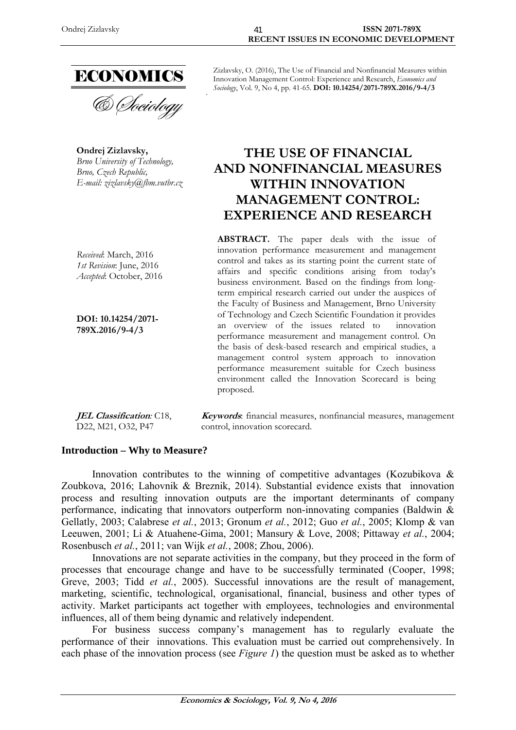Zizlavsky, O. (2016), The Use of Financial and Nonfinancial Measures within Innovation Management Control: Experience and Research, *Economics and Sociology*, Vol. 9, No 4, pp. 41-65. **DOI: 10.14254/2071-789X.2016/9-4/3**

**Ondrej Zizlavsky,**
*Brno University of Technology, Brno, Czech Republic,*
*E-mail: zizlavsky@fbm.vutbr.cz*

# THE USE OF FINANCIAL AND NONFINANCIAL MEASURES WITHIN INNOVATION MANAGEMENT CONTROL: EXPERIENCE AND RESEARCH

*Received*: March, 2016
*1st Revision*: June, 2016
*Accepted*: October, 2016

**DOI: 10.14254/2071-789X.2016/9-4/3**

**ABSTRACT.** The paper deals with the issue of innovation performance measurement and management control and takes as its starting point the current state of affairs and specific conditions arising from today's business environment. Based on the findings from long-term empirical research carried out under the auspices of the Faculty of Business and Management, Brno University of Technology and Czech Scientific Foundation it provides an overview of the issues related to innovation performance measurement and management control. On the basis of desk-based research and empirical studies, a management control system approach to innovation performance measurement suitable for Czech business environment called the Innovation Scorecard is being proposed.

***JEL Classification:*** C18, D22, M21, O32, P47

***Keywords***: financial measures, nonfinancial measures, management control, innovation scorecard.

## Introduction – Why to Measure?

Innovation contributes to the winning of competitive advantages (Kozubikova & Zoubkova, 2016; Lahovnik & Breznik, 2014). Substantial evidence exists that innovation process and resulting innovation outputs are the important determinants of company performance, indicating that innovators outperform non-innovating companies (Baldwin & Gellatly, 2003; Calabrese *et al.*, 2013; Gronum *et al.*, 2012; Guo *et al.*, 2005; Klomp & van Leeuwen, 2001; Li & Atuahene-Gima, 2001; Mansury & Love, 2008; Pittaway *et al.*, 2004; Rosenbusch *et al.*, 2011; van Wijk *et al.*, 2008; Zhou, 2006).

Innovations are not separate activities in the company, but they proceed in the form of processes that encourage change and have to be successfully terminated (Cooper, 1998; Greve, 2003; Tidd *et al.*, 2005). Successful innovations are the result of management, marketing, scientific, technological, organisational, financial, business and other types of activity. Market participants act together with employees, technologies and environmental influences, all of them being dynamic and relatively independent.

For business success company's management has to regularly evaluate the performance of their innovations. This evaluation must be carried out comprehensively. In each phase of the innovation process (see *Figure 1*) the question must be asked as to whether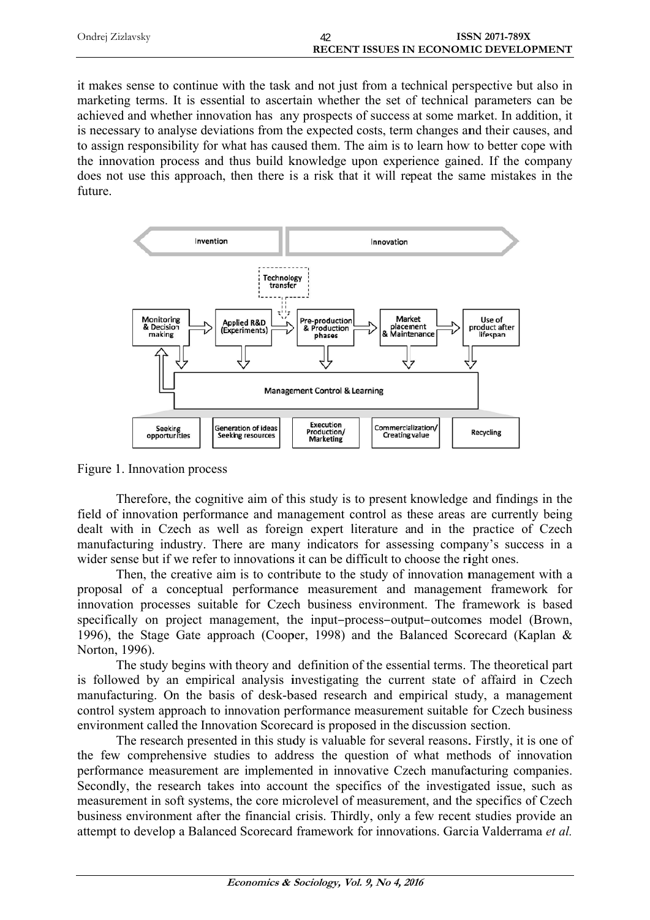it makes sense to continue with the task and not just from a technical perspective but also in marketing terms. It is essential to ascertain whether the set of technical parameters can be achieved and whether innovation has any prospects of success at some market. In addition, it is necessary to analyse deviations from the expected costs, term changes and their causes, and to assign responsibility for what has caused them. The aim is to learn how to better cope with the innovation process and thus build knowledge upon experience gained. If the company does not use this approach, then there is a risk that it will repeat the same mistakes in the future.

Figure 1. Innovation process

Therefore, the cognitive aim of this study is to present knowledge and findings in the field of innovation performance and management control as these areas are currently being dealt with in Czech as well as foreign expert literature and in the practice of Czech manufacturing industry. There are many indicators for assessing company's success in a wider sense but if we refer to innovations it can be difficult to choose the right ones.

Then, the creative aim is to contribute to the study of innovation management with a proposal of a conceptual performance measurement and management framework for innovation processes suitable for Czech business environment. The framework is based specifically on project management, the input–process–output–outcomes model (Brown, 1996), the Stage Gate approach (Cooper, 1998) and the Balanced Scorecard (Kaplan & Norton, 1996).

The study begins with theory and definition of the essential terms. The theoretical part is followed by an empirical analysis investigating the current state of affaird in Czech manufacturing. On the basis of desk-based research and empirical study, a management control system approach to innovation performance measurement suitable for Czech business environment called the Innovation Scorecard is proposed in the discussion section.

The research presented in this study is valuable for several reasons. Firstly, it is one of the few comprehensive studies to address the question of what methods of innovation performance measurement are implemented in innovative Czech manufacturing companies. Secondly, the research takes into account the specifics of the investigated issue, such as measurement in soft systems, the core microlevel of measurement, and the specifics of Czech business environment after the financial crisis. Thirdly, only a few recent studies provide an attempt to develop a Balanced Scorecard framework for innovations. Garcia Valderrama *et al.*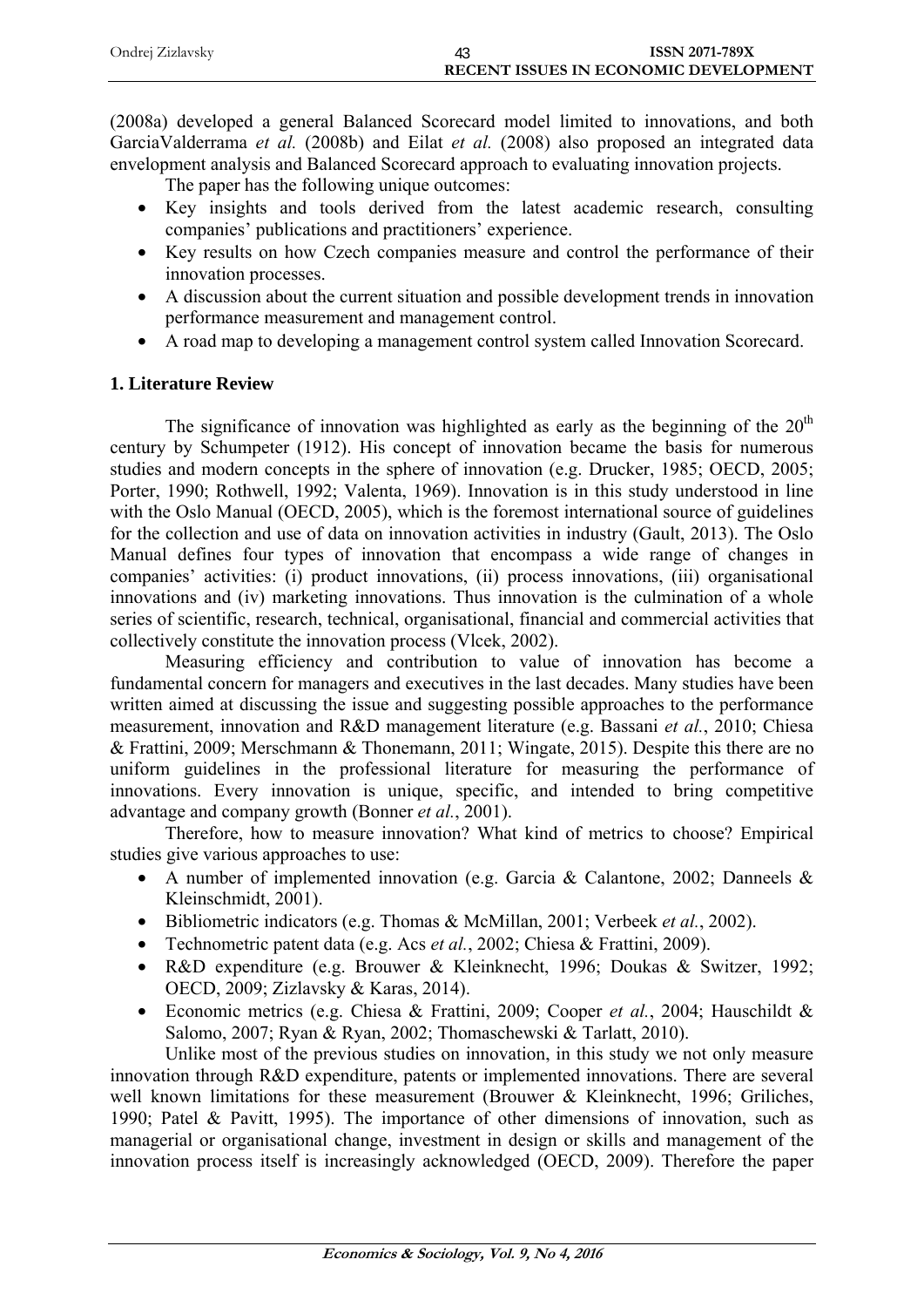(2008a) developed a general Balanced Scorecard model limited to innovations, and both GarciaValderrama *et al.* (2008b) and Eilat *et al.* (2008) also proposed an integrated data envelopment analysis and Balanced Scorecard approach to evaluating innovation projects.

The paper has the following unique outcomes:

- Key insights and tools derived from the latest academic research, consulting companies' publications and practitioners' experience.
- Key results on how Czech companies measure and control the performance of their innovation processes.
- A discussion about the current situation and possible development trends in innovation performance measurement and management control.
- A road map to developing a management control system called Innovation Scorecard.

## 1. Literature Review

The significance of innovation was highlighted as early as the beginning of the 20$^{th}$ century by Schumpeter (1912). His concept of innovation became the basis for numerous studies and modern concepts in the sphere of innovation (e.g. Drucker, 1985; OECD, 2005; Porter, 1990; Rothwell, 1992; Valenta, 1969). Innovation is in this study understood in line with the Oslo Manual (OECD, 2005), which is the foremost international source of guidelines for the collection and use of data on innovation activities in industry (Gault, 2013). The Oslo Manual defines four types of innovation that encompass a wide range of changes in companies' activities: (i) product innovations, (ii) process innovations, (iii) organisational innovations and (iv) marketing innovations. Thus innovation is the culmination of a whole series of scientific, research, technical, organisational, financial and commercial activities that collectively constitute the innovation process (Vlcek, 2002).

Measuring efficiency and contribution to value of innovation has become a fundamental concern for managers and executives in the last decades. Many studies have been written aimed at discussing the issue and suggesting possible approaches to the performance measurement, innovation and R&D management literature (e.g. Bassani *et al.*, 2010; Chiesa & Frattini, 2009; Merschmann & Thonemann, 2011; Wingate, 2015). Despite this there are no uniform guidelines in the professional literature for measuring the performance of innovations. Every innovation is unique, specific, and intended to bring competitive advantage and company growth (Bonner *et al.*, 2001).

Therefore, how to measure innovation? What kind of metrics to choose? Empirical studies give various approaches to use:

- A number of implemented innovation (e.g. Garcia & Calantone, 2002; Danneels & Kleinschmidt, 2001).
- Bibliometric indicators (e.g. Thomas & McMillan, 2001; Verbeek *et al.*, 2002).
- Technometric patent data (e.g. Acs *et al.*, 2002; Chiesa & Frattini, 2009).
- R&D expenditure (e.g. Brouwer & Kleinknecht, 1996; Doukas & Switzer, 1992; OECD, 2009; Zizlavsky & Karas, 2014).
- Economic metrics (e.g. Chiesa & Frattini, 2009; Cooper *et al.*, 2004; Hauschildt & Salomo, 2007; Ryan & Ryan, 2002; Thomaschewski & Tarlatt, 2010).

Unlike most of the previous studies on innovation, in this study we not only measure innovation through R&D expenditure, patents or implemented innovations. There are several well known limitations for these measurement (Brouwer & Kleinknecht, 1996; Griliches, 1990; Patel & Pavitt, 1995). The importance of other dimensions of innovation, such as managerial or organisational change, investment in design or skills and management of the innovation process itself is increasingly acknowledged (OECD, 2009). Therefore the paper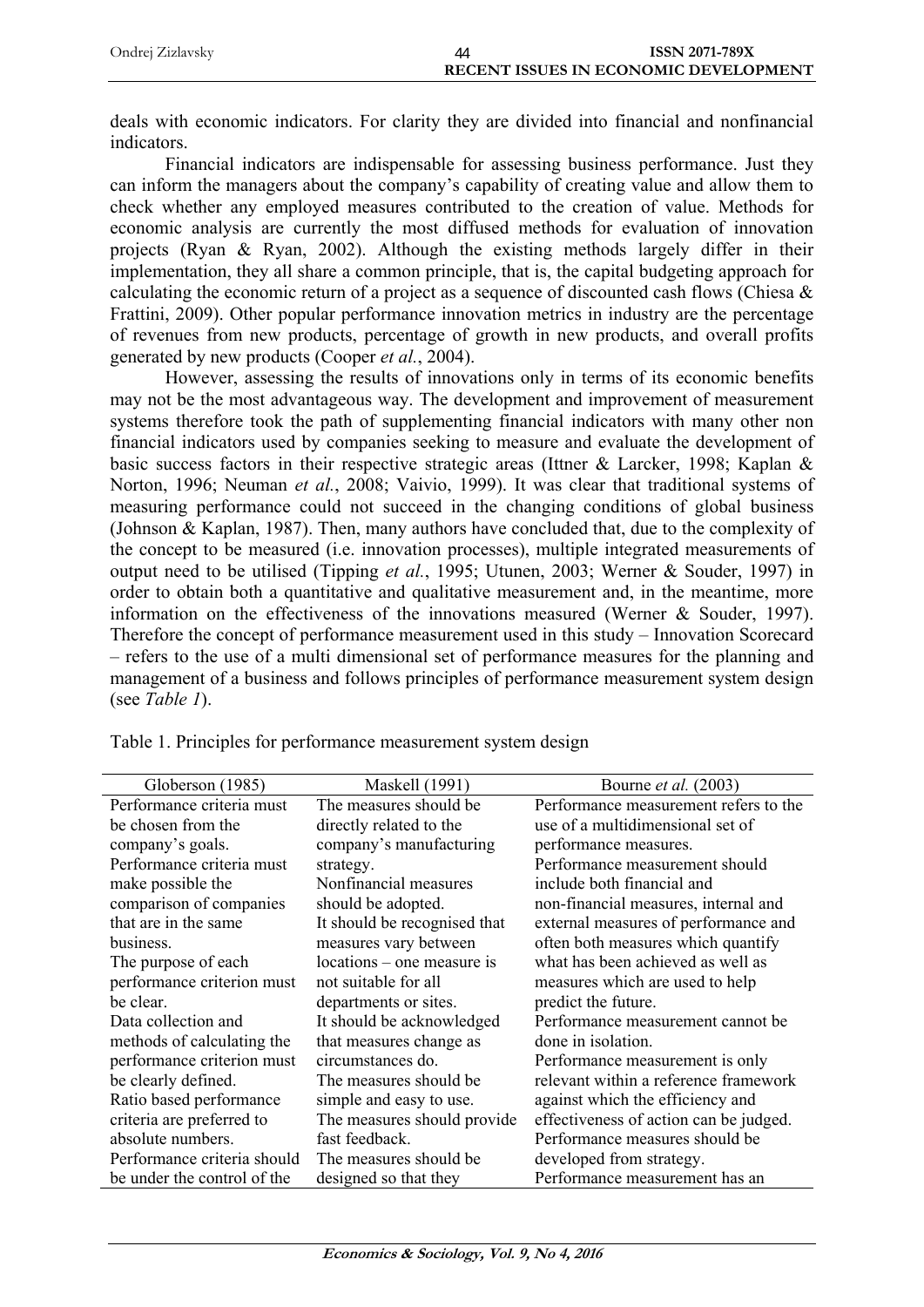deals with economic indicators. For clarity they are divided into financial and nonfinancial indicators.

Financial indicators are indispensable for assessing business performance. Just they can inform the managers about the company's capability of creating value and allow them to check whether any employed measures contributed to the creation of value. Methods for economic analysis are currently the most diffused methods for evaluation of innovation projects (Ryan & Ryan, 2002). Although the existing methods largely differ in their implementation, they all share a common principle, that is, the capital budgeting approach for calculating the economic return of a project as a sequence of discounted cash flows (Chiesa & Frattini, 2009). Other popular performance innovation metrics in industry are the percentage of revenues from new products, percentage of growth in new products, and overall profits generated by new products (Cooper *et al.*, 2004).

However, assessing the results of innovations only in terms of its economic benefits may not be the most advantageous way. The development and improvement of measurement systems therefore took the path of supplementing financial indicators with many other non financial indicators used by companies seeking to measure and evaluate the development of basic success factors in their respective strategic areas (Ittner & Larcker, 1998; Kaplan & Norton, 1996; Neuman *et al.*, 2008; Vaivio, 1999). It was clear that traditional systems of measuring performance could not succeed in the changing conditions of global business (Johnson & Kaplan, 1987). Then, many authors have concluded that, due to the complexity of the concept to be measured (i.e. innovation processes), multiple integrated measurements of output need to be utilised (Tipping *et al.*, 1995; Utunen, 2003; Werner & Souder, 1997) in order to obtain both a quantitative and qualitative measurement and, in the meantime, more information on the effectiveness of the innovations measured (Werner & Souder, 1997). Therefore the concept of performance measurement used in this study – Innovation Scorecard – refers to the use of a multi dimensional set of performance measures for the planning and management of a business and follows principles of performance measurement system design (see *Table 1*).

Table 1. Principles for performance measurement system design

| Globerson (1985) | Maskell (1991) | Bourne *et al.* (2003) |
|---|---|---|
| Performance criteria must be chosen from the company's goals.<br>Performance criteria must make possible the comparison of companies that are in the same business.<br>The purpose of each performance criterion must be clear.<br>Data collection and methods of calculating the performance criterion must be clearly defined.<br>Ratio based performance criteria are preferred to absolute numbers.<br>Performance criteria should be under the control of the | The measures should be directly related to the company's manufacturing strategy.<br>Nonfinancial measures should be adopted.<br>It should be recognised that measures vary between locations – one measure is not suitable for all departments or sites.<br>It should be acknowledged that measures change as circumstances do.<br>The measures should be simple and easy to use.<br>The measures should provide fast feedback.<br>The measures should be designed so that they | Performance measurement refers to the use of a multidimensional set of performance measures.<br>Performance measurement should include both financial and non-financial measures, internal and external measures of performance and often both measures which quantify what has been achieved as well as measures which are used to help predict the future.<br>Performance measurement cannot be done in isolation.<br>Performance measurement is only relevant within a reference framework against which the efficiency and effectiveness of action can be judged.<br>Performance measures should be developed from strategy.<br>Performance measurement has an |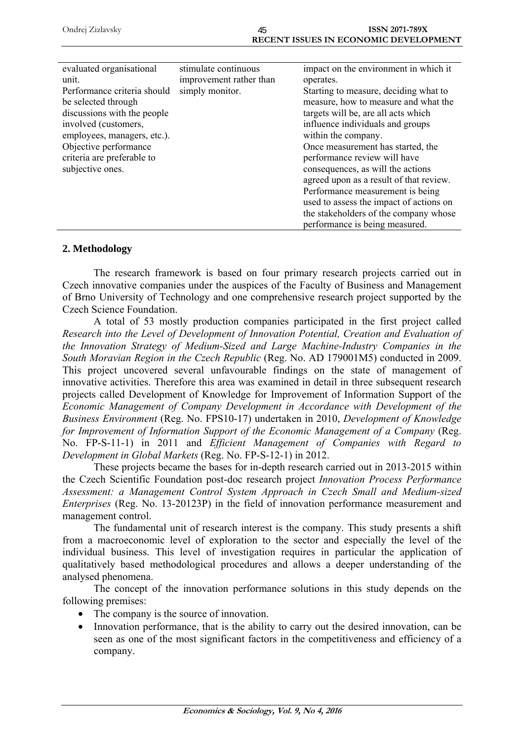| | | |
|---|---|---|
| evaluated organisational unit. Performance criteria should be selected through discussions with the people involved (customers, employees, managers, etc.). Objective performance criteria are preferable to subjective ones. | stimulate continuous improvement rather than simply monitor. | impact on the environment in which it operates. Starting to measure, deciding what to measure, how to measure and what the targets will be, are all acts which influence individuals and groups within the company. Once measurement has started, the performance review will have consequences, as will the actions agreed upon as a result of that review. Performance measurement is being used to assess the impact of actions on the stakeholders of the company whose performance is being measured. |

## 2. Methodology

The research framework is based on four primary research projects carried out in Czech innovative companies under the auspices of the Faculty of Business and Management of Brno University of Technology and one comprehensive research project supported by the Czech Science Foundation.

A total of 53 mostly production companies participated in the first project called *Research into the Level of Development of Innovation Potential, Creation and Evaluation of the Innovation Strategy of Medium-Sized and Large Machine-Industry Companies in the South Moravian Region in the Czech Republic* (Reg. No. AD 179001M5) conducted in 2009. This project uncovered several unfavourable findings on the state of management of innovative activities. Therefore this area was examined in detail in three subsequent research projects called Development of Knowledge for Improvement of Information Support of the *Economic Management of Company Development in Accordance with Development of the Business Environment* (Reg. No. FPS10-17) undertaken in 2010, *Development of Knowledge for Improvement of Information Support of the Economic Management of a Company* (Reg. No. FP-S-11-1) in 2011 and *Efficient Management of Companies with Regard to Development in Global Markets* (Reg. No. FP-S-12-1) in 2012.

These projects became the bases for in-depth research carried out in 2013-2015 within the Czech Scientific Foundation post-doc research project *Innovation Process Performance Assessment: a Management Control System Approach in Czech Small and Medium-sized Enterprises* (Reg. No. 13-20123P) in the field of innovation performance measurement and management control.

The fundamental unit of research interest is the company. This study presents a shift from a macroeconomic level of exploration to the sector and especially the level of the individual business. This level of investigation requires in particular the application of qualitatively based methodological procedures and allows a deeper understanding of the analysed phenomena.

The concept of the innovation performance solutions in this study depends on the following premises:

- The company is the source of innovation.
- Innovation performance, that is the ability to carry out the desired innovation, can be seen as one of the most significant factors in the competitiveness and efficiency of a company.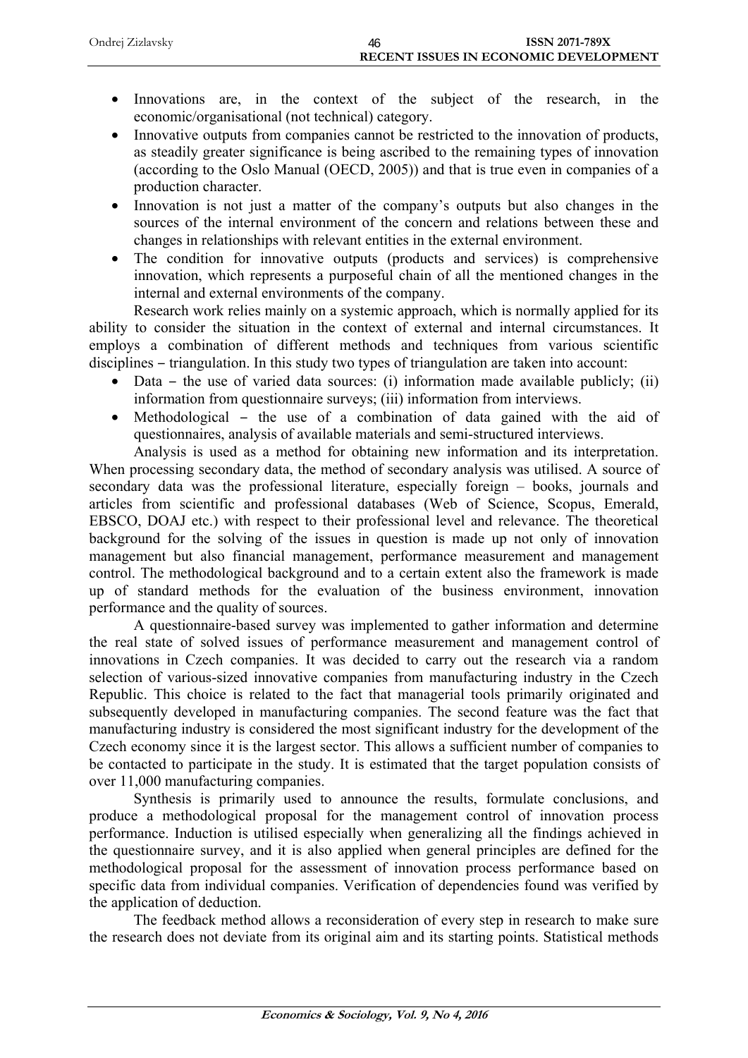- Innovations are, in the context of the subject of the research, in the economic/organisational (not technical) category.
- Innovative outputs from companies cannot be restricted to the innovation of products, as steadily greater significance is being ascribed to the remaining types of innovation (according to the Oslo Manual (OECD, 2005)) and that is true even in companies of a production character.
- Innovation is not just a matter of the company's outputs but also changes in the sources of the internal environment of the concern and relations between these and changes in relationships with relevant entities in the external environment.
- The condition for innovative outputs (products and services) is comprehensive innovation, which represents a purposeful chain of all the mentioned changes in the internal and external environments of the company.

Research work relies mainly on a systemic approach, which is normally applied for its ability to consider the situation in the context of external and internal circumstances. It employs a combination of different methods and techniques from various scientific disciplines – triangulation. In this study two types of triangulation are taken into account:

- Data – the use of varied data sources: (i) information made available publicly; (ii) information from questionnaire surveys; (iii) information from interviews.
- Methodological – the use of a combination of data gained with the aid of questionnaires, analysis of available materials and semi-structured interviews.

Analysis is used as a method for obtaining new information and its interpretation. When processing secondary data, the method of secondary analysis was utilised. A source of secondary data was the professional literature, especially foreign – books, journals and articles from scientific and professional databases (Web of Science, Scopus, Emerald, EBSCO, DOAJ etc.) with respect to their professional level and relevance. The theoretical background for the solving of the issues in question is made up not only of innovation management but also financial management, performance measurement and management control. The methodological background and to a certain extent also the framework is made up of standard methods for the evaluation of the business environment, innovation performance and the quality of sources.

A questionnaire-based survey was implemented to gather information and determine the real state of solved issues of performance measurement and management control of innovations in Czech companies. It was decided to carry out the research via a random selection of various-sized innovative companies from manufacturing industry in the Czech Republic. This choice is related to the fact that managerial tools primarily originated and subsequently developed in manufacturing companies. The second feature was the fact that manufacturing industry is considered the most significant industry for the development of the Czech economy since it is the largest sector. This allows a sufficient number of companies to be contacted to participate in the study. It is estimated that the target population consists of over 11,000 manufacturing companies.

Synthesis is primarily used to announce the results, formulate conclusions, and produce a methodological proposal for the management control of innovation process performance. Induction is utilised especially when generalizing all the findings achieved in the questionnaire survey, and it is also applied when general principles are defined for the methodological proposal for the assessment of innovation process performance based on specific data from individual companies. Verification of dependencies found was verified by the application of deduction.

The feedback method allows a reconsideration of every step in research to make sure the research does not deviate from its original aim and its starting points. Statistical methods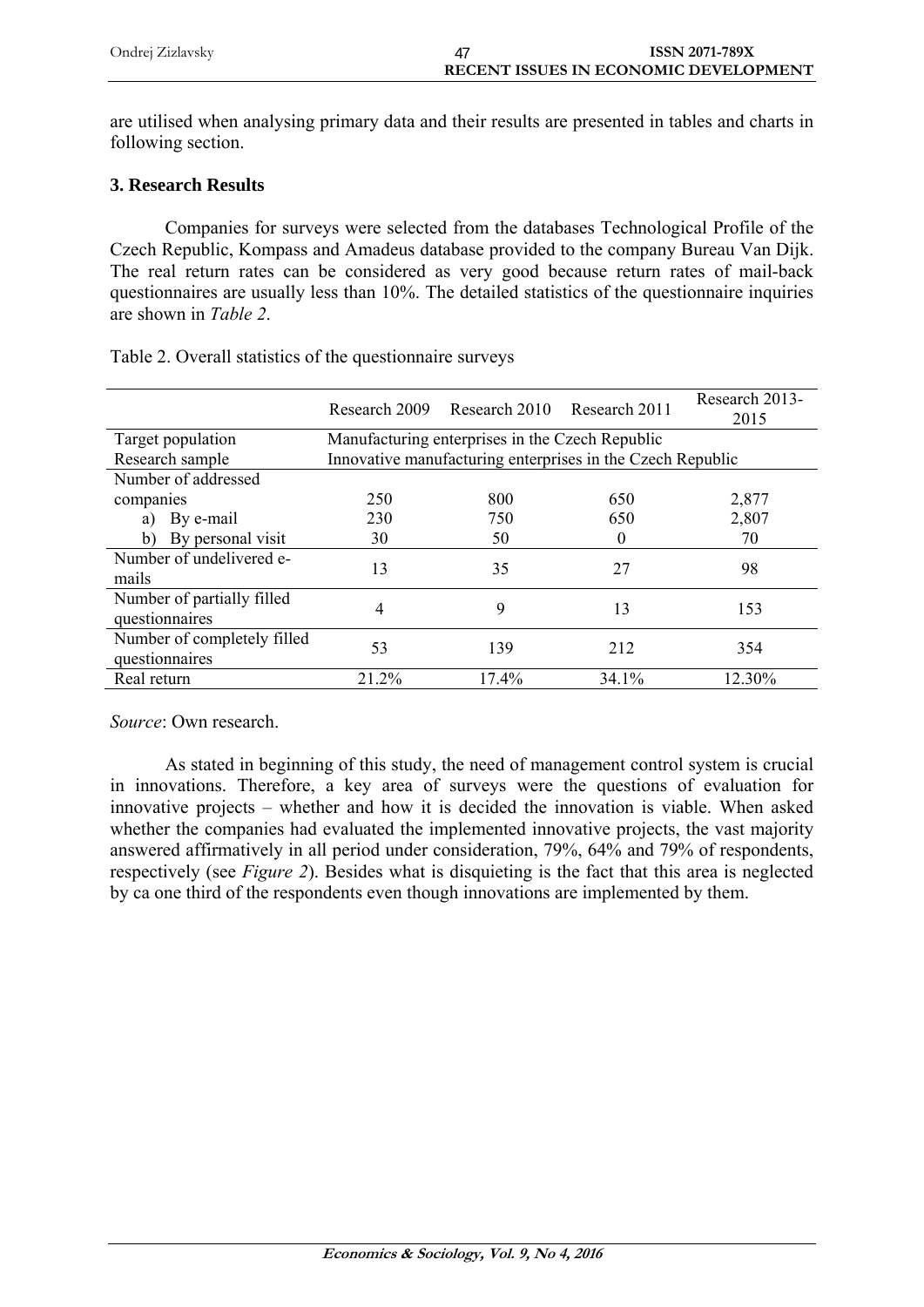are utilised when analysing primary data and their results are presented in tables and charts in following section.

### 3. Research Results

Companies for surveys were selected from the databases Technological Profile of the Czech Republic, Kompass and Amadeus database provided to the company Bureau Van Dijk. The real return rates can be considered as very good because return rates of mail-back questionnaires are usually less than 10%. The detailed statistics of the questionnaire inquiries are shown in *Table 2*.

Table 2. Overall statistics of the questionnaire surveys

| | Research 2009 | Research 2010 | Research 2011 | Research 2013-2015 |
|---|---|---|---|---|
| Target population | Manufacturing enterprises in the Czech Republic | | | |
| Research sample | Innovative manufacturing enterprises in the Czech Republic | | | |
| Number of addressed companies | 250 | 800 | 650 | 2,877 |
| a) By e-mail | 230 | 750 | 650 | 2,807 |
| b) By personal visit | 30 | 50 | 0 | 70 |
| Number of undelivered e-mails | 13 | 35 | 27 | 98 |
| Number of partially filled questionnaires | 4 | 9 | 13 | 153 |
| Number of completely filled questionnaires | 53 | 139 | 212 | 354 |
| Real return | 21.2% | 17.4% | 34.1% | 12.30% |

*Source*: Own research.

As stated in beginning of this study, the need of management control system is crucial in innovations. Therefore, a key area of surveys were the questions of evaluation for innovative projects – whether and how it is decided the innovation is viable. When asked whether the companies had evaluated the implemented innovative projects, the vast majority answered affirmatively in all period under consideration, 79%, 64% and 79% of respondents, respectively (see *Figure 2*). Besides what is disquieting is the fact that this area is neglected by ca one third of the respondents even though innovations are implemented by them.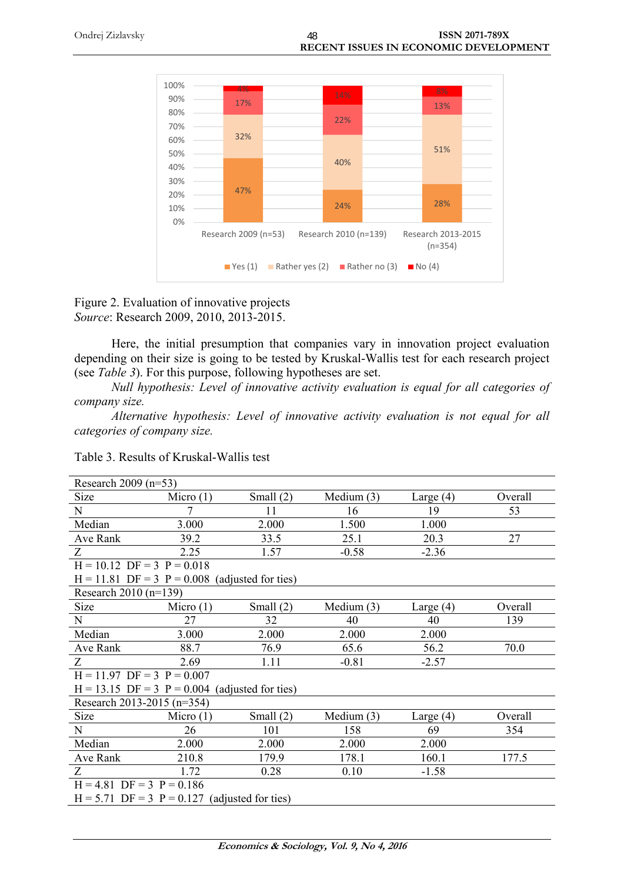Figure 2. Evaluation of innovative projects
*Source*: Research 2009, 2010, 2013-2015.

Here, the initial presumption that companies vary in innovation project evaluation depending on their size is going to be tested by Kruskal-Wallis test for each research project (see *Table 3*). For this purpose, following hypotheses are set.

*Null hypothesis: Level of innovative activity evaluation is equal for all categories of company size.*

*Alternative hypothesis: Level of innovative activity evaluation is not equal for all categories of company size.*

Table 3. Results of Kruskal-Wallis test

| Research 2009 (n=53) | | | | | |
|---|---|---|---|---|---|
| Size | Micro (1) | Small (2) | Medium (3) | Large (4) | Overall |
| N | 7 | 11 | 16 | 19 | 53 |
| Median | 3.000 | 2.000 | 1.500 | 1.000 | |
| Ave Rank | 39.2 | 33.5 | 25.1 | 20.3 | 27 |
| Z | 2.25 | 1.57 | -0.58 | -2.36 | |
| H = 10.12 DF = 3 P = 0.018 | | | | | |
| H = 11.81 DF = 3 P = 0.008 (adjusted for ties) | | | | | |
| **Research 2010 (n=139)** | | | | | |
| Size | Micro (1) | Small (2) | Medium (3) | Large (4) | Overall |
| N | 27 | 32 | 40 | 40 | 139 |
| Median | 3.000 | 2.000 | 2.000 | 2.000 | |
| Ave Rank | 88.7 | 76.9 | 65.6 | 56.2 | 70.0 |
| Z | 2.69 | 1.11 | -0.81 | -2.57 | |
| H = 11.97 DF = 3 P = 0.007 | | | | | |
| H = 13.15 DF = 3 P = 0.004 (adjusted for ties) | | | | | |
| **Research 2013-2015 (n=354)** | | | | | |
| Size | Micro (1) | Small (2) | Medium (3) | Large (4) | Overall |
| N | 26 | 101 | 158 | 69 | 354 |
| Median | 2.000 | 2.000 | 2.000 | 2.000 | |
| Ave Rank | 210.8 | 179.9 | 178.1 | 160.1 | 177.5 |
| Z | 1.72 | 0.28 | 0.10 | -1.58 | |
| H = 4.81 DF = 3 P = 0.186 | | | | | |
| H = 5.71 DF = 3 P = 0.127 (adjusted for ties) | | | | | |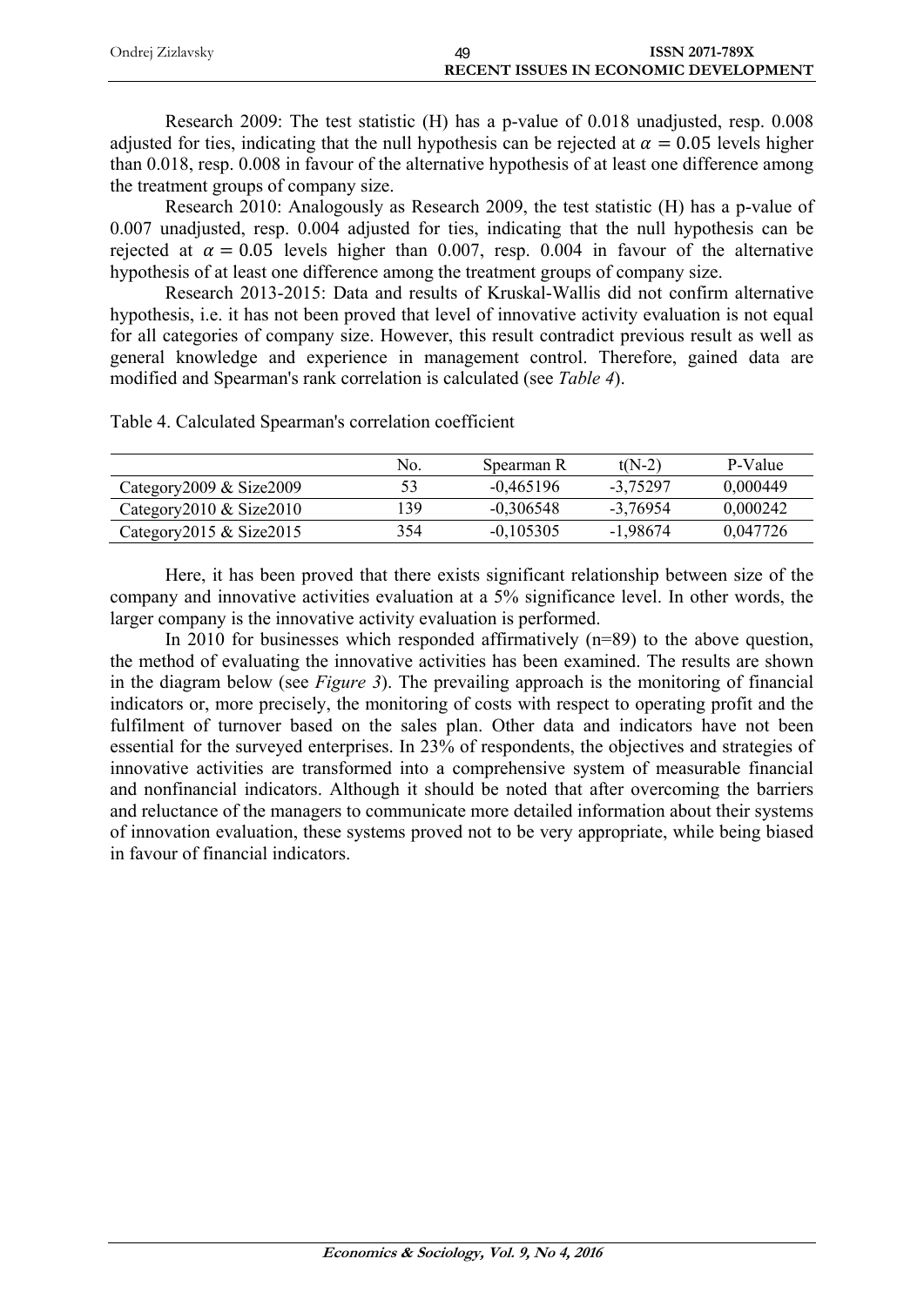Research 2009: The test statistic (H) has a p-value of 0.018 unadjusted, resp. 0.008 adjusted for ties, indicating that the null hypothesis can be rejected at $\alpha = 0.05$ levels higher than 0.018, resp. 0.008 in favour of the alternative hypothesis of at least one difference among the treatment groups of company size.

Research 2010: Analogously as Research 2009, the test statistic (H) has a p-value of 0.007 unadjusted, resp. 0.004 adjusted for ties, indicating that the null hypothesis can be rejected at $\alpha = 0.05$ levels higher than 0.007, resp. 0.004 in favour of the alternative hypothesis of at least one difference among the treatment groups of company size.

Research 2013-2015: Data and results of Kruskal-Wallis did not confirm alternative hypothesis, i.e. it has not been proved that level of innovative activity evaluation is not equal for all categories of company size. However, this result contradict previous result as well as general knowledge and experience in management control. Therefore, gained data are modified and Spearman's rank correlation is calculated (see *Table 4*).

Table 4. Calculated Spearman's correlation coefficient

| | No. | Spearman R | t(N-2) | P-Value |
|---|---|---|---|---|
| Category2009 & Size2009 | 53 | -0,465196 | -3,75297 | 0,000449 |
| Category2010 & Size2010 | 139 | -0,306548 | -3,76954 | 0,000242 |
| Category2015 & Size2015 | 354 | -0,105305 | -1,98674 | 0,047726 |

Here, it has been proved that there exists significant relationship between size of the company and innovative activities evaluation at a 5% significance level. In other words, the larger company is the innovative activity evaluation is performed.

In 2010 for businesses which responded affirmatively (n=89) to the above question, the method of evaluating the innovative activities has been examined. The results are shown in the diagram below (see *Figure 3*). The prevailing approach is the monitoring of financial indicators or, more precisely, the monitoring of costs with respect to operating profit and the fulfilment of turnover based on the sales plan. Other data and indicators have not been essential for the surveyed enterprises. In 23% of respondents, the objectives and strategies of innovative activities are transformed into a comprehensive system of measurable financial and nonfinancial indicators. Although it should be noted that after overcoming the barriers and reluctance of the managers to communicate more detailed information about their systems of innovation evaluation, these systems proved not to be very appropriate, while being biased in favour of financial indicators.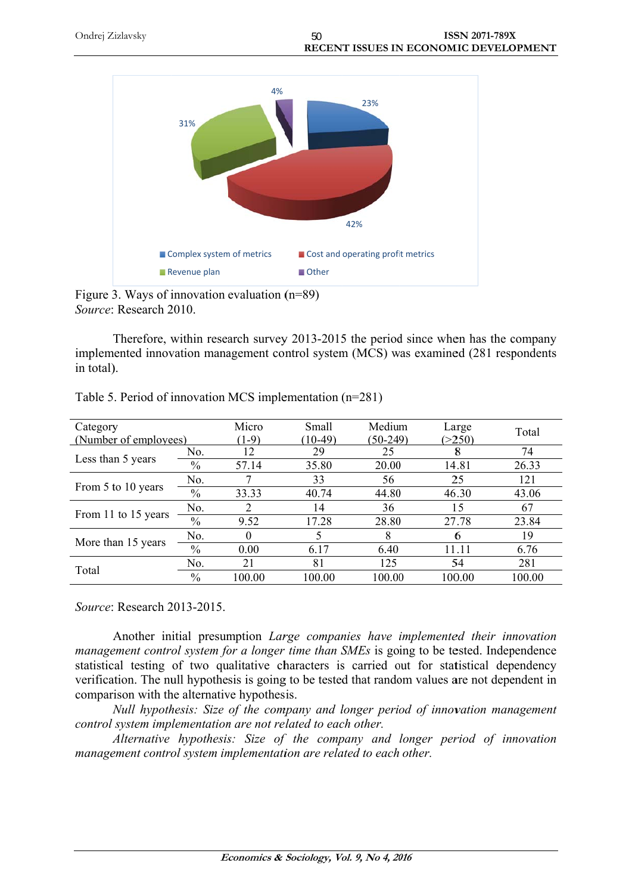Figure 3. Ways of innovation evaluation (n=89)
*Source*: Research 2010.

Therefore, within research survey 2013-2015 the period since when has the company implemented innovation management control system (MCS) was examined (281 respondents in total).

Table 5. Period of innovation MCS implementation (n=281)

| Category (Number of employees) | | Micro (1-9) | Small (10-49) | Medium (50-249) | Large (>250) | Total |
|---|---|---|---|---|---|---|
| Less than 5 years | No. | 12 | 29 | 25 | 8 | 74 |
| | % | 57.14 | 35.80 | 20.00 | 14.81 | 26.33 |
| From 5 to 10 years | No. | 7 | 33 | 56 | 25 | 121 |
| | % | 33.33 | 40.74 | 44.80 | 46.30 | 43.06 |
| From 11 to 15 years | No. | 2 | 14 | 36 | 15 | 67 |
| | % | 9.52 | 17.28 | 28.80 | 27.78 | 23.84 |
| More than 15 years | No. | 0 | 5 | 8 | 6 | 19 |
| | % | 0.00 | 6.17 | 6.40 | 11.11 | 6.76 |
| Total | No. | 21 | 81 | 125 | 54 | 281 |
| | % | 100.00 | 100.00 | 100.00 | 100.00 | 100.00 |

*Source*: Research 2013-2015.

Another initial presumption *Large companies have implemented their innovation management control system for a longer time than SMEs* is going to be tested. Independence statistical testing of two qualitative characters is carried out for statistical dependency verification. The null hypothesis is going to be tested that random values are not dependent in comparison with the alternative hypothesis.

*Null hypothesis: Size of the company and longer period of innovation management control system implementation are not related to each other.*

*Alternative hypothesis: Size of the company and longer period of innovation management control system implementation are related to each other.*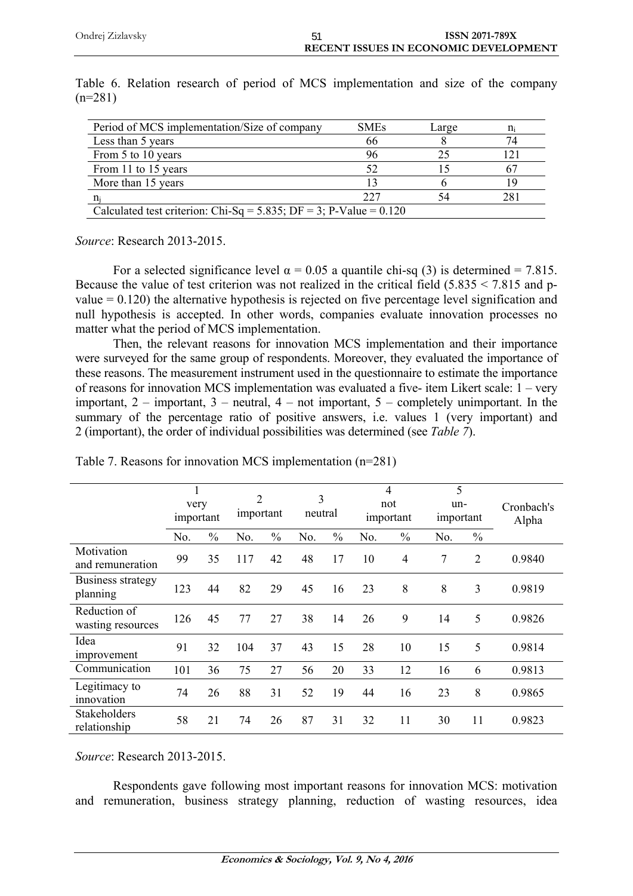Table 6. Relation research of period of MCS implementation and size of the company (n=281)

| Period of MCS implementation/Size of company | SMEs | Large | $n_i$ |
|---|---|---|---|
| Less than 5 years | 66 | 8 | 74 |
| From 5 to 10 years | 96 | 25 | 121 |
| From 11 to 15 years | 52 | 15 | 67 |
| More than 15 years | 13 | 6 | 19 |
| $n_j$ | 227 | 54 | 281 |
| Calculated test criterion: Chi-Sq = 5.835; DF = 3; P-Value = 0.120 | | | |

*Source*: Research 2013-2015.

For a selected significance level $\alpha = 0.05$ a quantile chi-sq (3) is determined = 7.815. Because the value of test criterion was not realized in the critical field (5.835 < 7.815 and p-value = 0.120) the alternative hypothesis is rejected on five percentage level signification and null hypothesis is accepted. In other words, companies evaluate innovation processes no matter what the period of MCS implementation.

Then, the relevant reasons for innovation MCS implementation and their importance were surveyed for the same group of respondents. Moreover, they evaluated the importance of these reasons. The measurement instrument used in the questionnaire to estimate the importance of reasons for innovation MCS implementation was evaluated a five- item Likert scale: 1 – very important, 2 – important, 3 – neutral, 4 – not important, 5 – completely unimportant. In the summary of the percentage ratio of positive answers, i.e. values 1 (very important) and 2 (important), the order of individual possibilities was determined (see *Table 7*).

Table 7. Reasons for innovation MCS implementation (n=281)

| | 1 very important | | 2 important | | 3 neutral | | 4 not important | | 5 un-important | | Cronbach's Alpha |
|---|---|---|---|---|---|---|---|---|---|---|---|
| | No. | % | No. | % | No. | % | No. | % | No. | % | |
| Motivation and remuneration | 99 | 35 | 117 | 42 | 48 | 17 | 10 | 4 | 7 | 2 | 0.9840 |
| Business strategy planning | 123 | 44 | 82 | 29 | 45 | 16 | 23 | 8 | 8 | 3 | 0.9819 |
| Reduction of wasting resources | 126 | 45 | 77 | 27 | 38 | 14 | 26 | 9 | 14 | 5 | 0.9826 |
| Idea improvement | 91 | 32 | 104 | 37 | 43 | 15 | 28 | 10 | 15 | 5 | 0.9814 |
| Communication | 101 | 36 | 75 | 27 | 56 | 20 | 33 | 12 | 16 | 6 | 0.9813 |
| Legitimacy to innovation | 74 | 26 | 88 | 31 | 52 | 19 | 44 | 16 | 23 | 8 | 0.9865 |
| Stakeholders relationship | 58 | 21 | 74 | 26 | 87 | 31 | 32 | 11 | 30 | 11 | 0.9823 |

*Source*: Research 2013-2015.

Respondents gave following most important reasons for innovation MCS: motivation and remuneration, business strategy planning, reduction of wasting resources, idea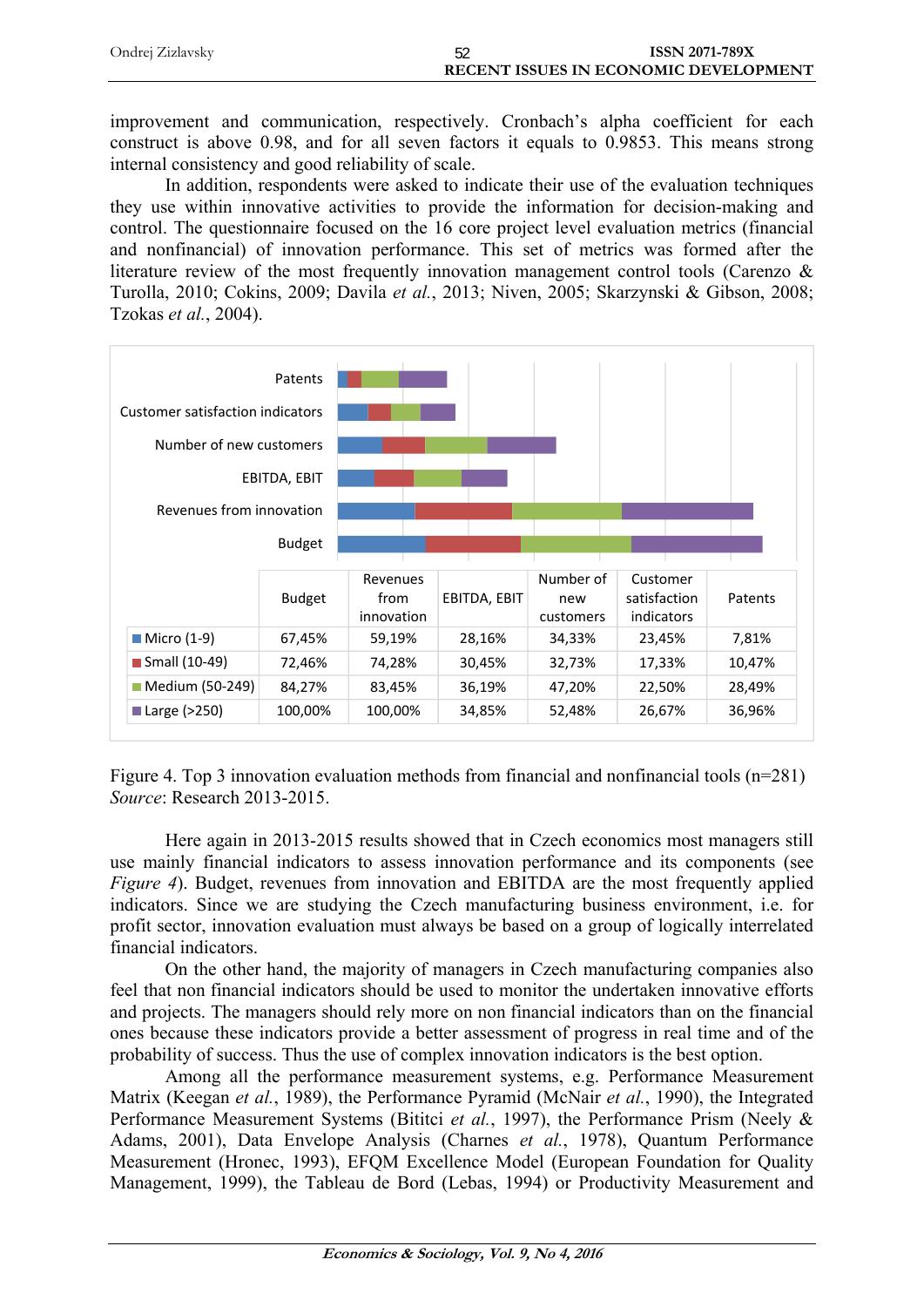improvement and communication, respectively. Cronbach's alpha coefficient for each construct is above 0.98, and for all seven factors it equals to 0.9853. This means strong internal consistency and good reliability of scale.

In addition, respondents were asked to indicate their use of the evaluation techniques they use within innovative activities to provide the information for decision-making and control. The questionnaire focused on the 16 core project level evaluation metrics (financial and nonfinancial) of innovation performance. This set of metrics was formed after the literature review of the most frequently innovation management control tools (Carenzo & Turolla, 2010; Cokins, 2009; Davila *et al.*, 2013; Niven, 2005; Skarzynski & Gibson, 2008; Tzokas *et al.*, 2004).

| | Budget | Revenues from innovation | EBITDA, EBIT | Number of new customers | Customer satisfaction indicators | Patents |
|---|---|---|---|---|---|---|
| Micro (1-9) | 67,45% | 59,19% | 28,16% | 34,33% | 23,45% | 7,81% |
| Small (10-49) | 72,46% | 74,28% | 30,45% | 32,73% | 17,33% | 10,47% |
| Medium (50-249) | 84,27% | 83,45% | 36,19% | 47,20% | 22,50% | 28,49% |
| Large (>250) | 100,00% | 100,00% | 34,85% | 52,48% | 26,67% | 36,96% |

Figure 4. Top 3 innovation evaluation methods from financial and nonfinancial tools (n=281)
*Source*: Research 2013-2015.

Here again in 2013-2015 results showed that in Czech economics most managers still use mainly financial indicators to assess innovation performance and its components (see *Figure 4*). Budget, revenues from innovation and EBITDA are the most frequently applied indicators. Since we are studying the Czech manufacturing business environment, i.e. for profit sector, innovation evaluation must always be based on a group of logically interrelated financial indicators.

On the other hand, the majority of managers in Czech manufacturing companies also feel that non financial indicators should be used to monitor the undertaken innovative efforts and projects. The managers should rely more on non financial indicators than on the financial ones because these indicators provide a better assessment of progress in real time and of the probability of success. Thus the use of complex innovation indicators is the best option.

Among all the performance measurement systems, e.g. Performance Measurement Matrix (Keegan *et al.*, 1989), the Performance Pyramid (McNair *et al.*, 1990), the Integrated Performance Measurement Systems (Bititci *et al.*, 1997), the Performance Prism (Neely & Adams, 2001), Data Envelope Analysis (Charnes *et al.*, 1978), Quantum Performance Measurement (Hronec, 1993), EFQM Excellence Model (European Foundation for Quality Management, 1999), the Tableau de Bord (Lebas, 1994) or Productivity Measurement and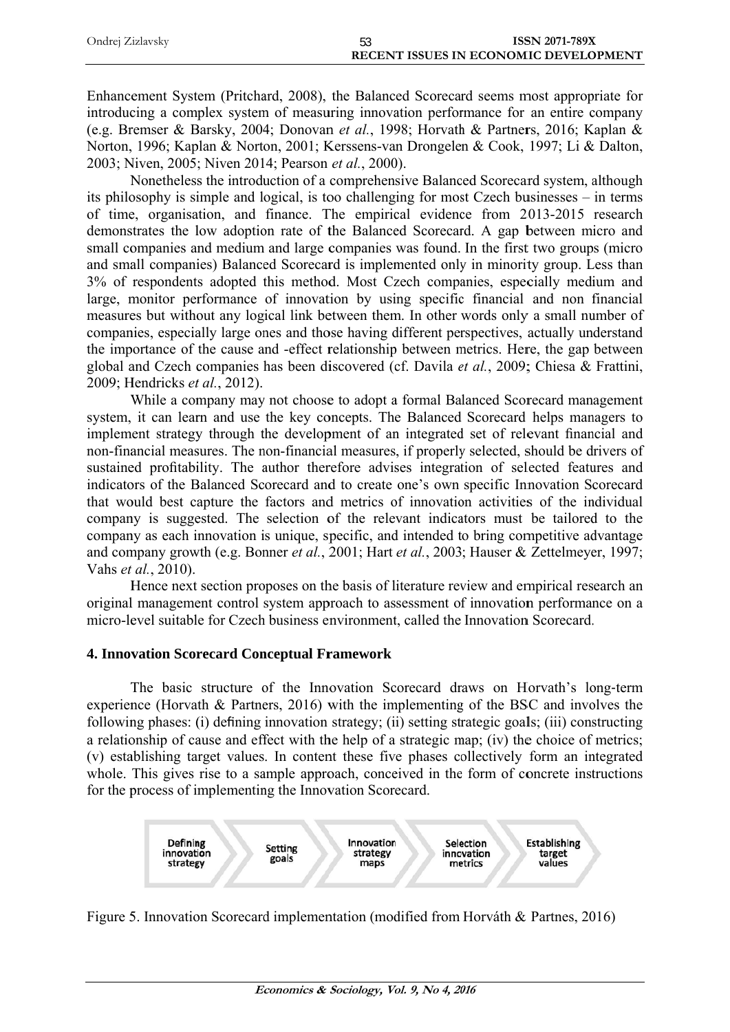Enhancement System (Pritchard, 2008), the Balanced Scorecard seems most appropriate for introducing a complex system of measuring innovation performance for an entire company (e.g. Bremser & Barsky, 2004; Donovan *et al.*, 1998; Horvath & Partners, 2016; Kaplan & Norton, 1996; Kaplan & Norton, 2001; Kerssens-van Drongelen & Cook, 1997; Li & Dalton, 2003; Niven, 2005; Niven 2014; Pearson *et al.*, 2000).

Nonetheless the introduction of a comprehensive Balanced Scorecard system, although its philosophy is simple and logical, is too challenging for most Czech businesses – in terms of time, organisation, and finance. The empirical evidence from 2013-2015 research demonstrates the low adoption rate of the Balanced Scorecard. A gap between micro and small companies and medium and large companies was found. In the first two groups (micro and small companies) Balanced Scorecard is implemented only in minority group. Less than 3% of respondents adopted this method. Most Czech companies, especially medium and large, monitor performance of innovation by using specific financial and non financial measures but without any logical link between them. In other words only a small number of companies, especially large ones and those having different perspectives, actually understand the importance of the cause and -effect relationship between metrics. Here, the gap between global and Czech companies has been discovered (cf. Davila *et al.*, 2009; Chiesa & Frattini, 2009; Hendricks *et al.*, 2012).

While a company may not choose to adopt a formal Balanced Scorecard management system, it can learn and use the key concepts. The Balanced Scorecard helps managers to implement strategy through the development of an integrated set of relevant financial and non-financial measures. The non-financial measures, if properly selected, should be drivers of sustained profitability. The author therefore advises integration of selected features and indicators of the Balanced Scorecard and to create one's own specific Innovation Scorecard that would best capture the factors and metrics of innovation activities of the individual company is suggested. The selection of the relevant indicators must be tailored to the company as each innovation is unique, specific, and intended to bring competitive advantage and company growth (e.g. Bonner *et al.*, 2001; Hart *et al.*, 2003; Hauser & Zettelmeyer, 1997; Vahs *et al.*, 2010).

Hence next section proposes on the basis of literature review and empirical research an original management control system approach to assessment of innovation performance on a micro-level suitable for Czech business environment, called the Innovation Scorecard.

## 4. Innovation Scorecard Conceptual Framework

The basic structure of the Innovation Scorecard draws on Horvath's long-term experience (Horvath & Partners, 2016) with the implementing of the BSC and involves the following phases: (i) defining innovation strategy; (ii) setting strategic goals; (iii) constructing a relationship of cause and effect with the help of a strategic map; (iv) the choice of metrics; (v) establishing target values. In content these five phases collectively form an integrated whole. This gives rise to a sample approach, conceived in the form of concrete instructions for the process of implementing the Innovation Scorecard.

Defining innovation strategy → Setting goals → Innovation strategy maps → Selection inncvation metrics → Establishing target values

Figure 5. Innovation Scorecard implementation (modified from Horváth & Partnes, 2016)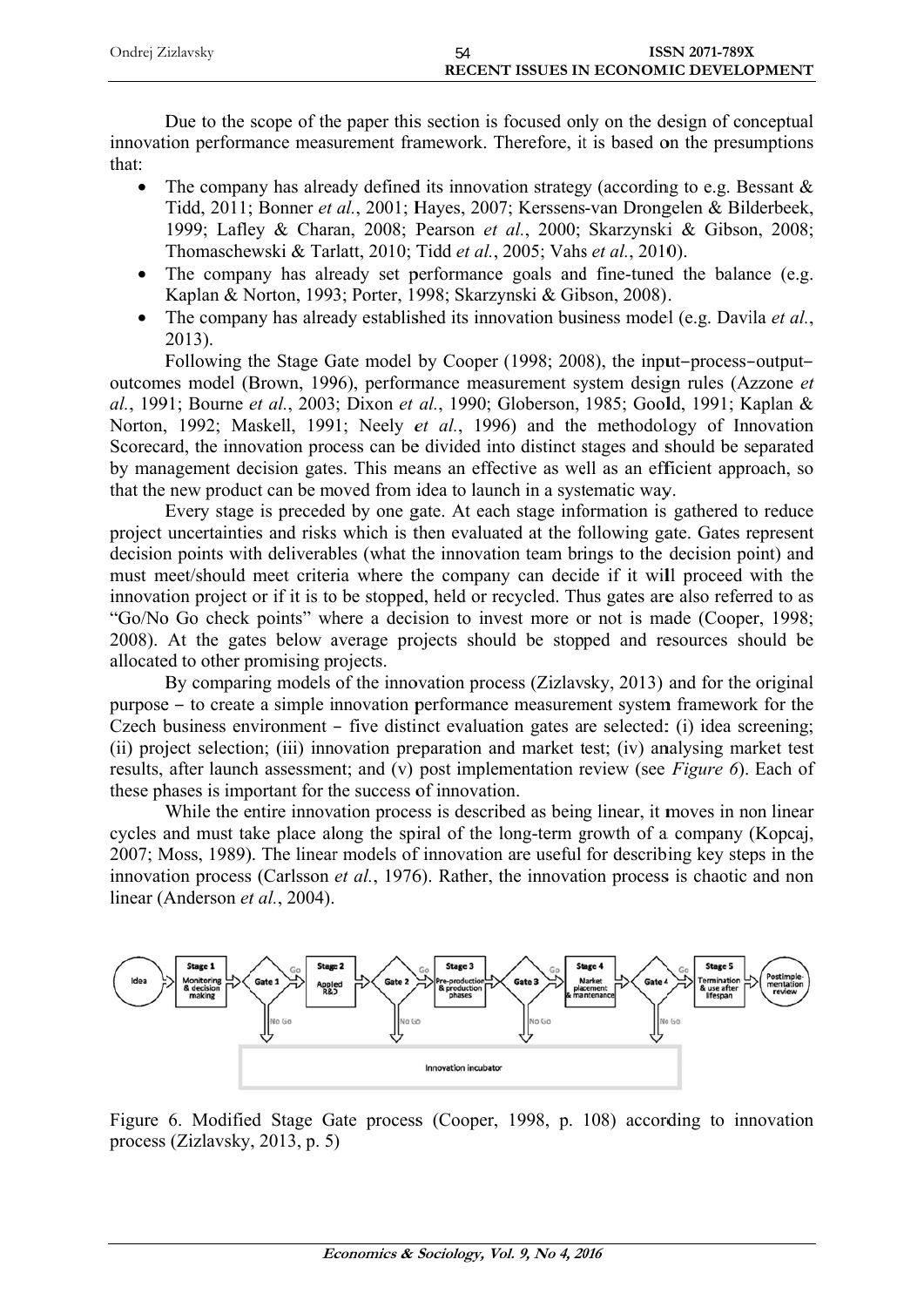Due to the scope of the paper this section is focused only on the design of conceptual innovation performance measurement framework. Therefore, it is based on the presumptions that:

- The company has already defined its innovation strategy (according to e.g. Bessant & Tidd, 2011; Bonner *et al.*, 2001; Hayes, 2007; Kerssens-van Drongelen & Bilderbeek, 1999; Lafley & Charan, 2008; Pearson *et al.*, 2000; Skarzynski & Gibson, 2008; Thomaschewski & Tarlatt, 2010; Tidd *et al.*, 2005; Vahs *et al.*, 2010).
- The company has already set performance goals and fine-tuned the balance (e.g. Kaplan & Norton, 1993; Porter, 1998; Skarzynski & Gibson, 2008).
- The company has already established its innovation business model (e.g. Davila *et al.*, 2013).

Following the Stage Gate model by Cooper (1998; 2008), the input–process–output–outcomes model (Brown, 1996), performance measurement system design rules (Azzone *et al.*, 1991; Bourne *et al.*, 2003; Dixon *et al.*, 1990; Globerson, 1985; Goold, 1991; Kaplan & Norton, 1992; Maskell, 1991; Neely *et al.*, 1996) and the methodology of Innovation Scorecard, the innovation process can be divided into distinct stages and should be separated by management decision gates. This means an effective as well as an efficient approach, so that the new product can be moved from idea to launch in a systematic way.

Every stage is preceded by one gate. At each stage information is gathered to reduce project uncertainties and risks which is then evaluated at the following gate. Gates represent decision points with deliverables (what the innovation team brings to the decision point) and must meet/should meet criteria where the company can decide if it will proceed with the innovation project or if it is to be stopped, held or recycled. Thus gates are also referred to as "Go/No Go check points" where a decision to invest more or not is made (Cooper, 1998; 2008). At the gates below average projects should be stopped and resources should be allocated to other promising projects.

By comparing models of the innovation process (Zizlavsky, 2013) and for the original purpose – to create a simple innovation performance measurement system framework for the Czech business environment – five distinct evaluation gates are selected: (i) idea screening; (ii) project selection; (iii) innovation preparation and market test; (iv) analysing market test results, after launch assessment; and (v) post implementation review (see *Figure 6*). Each of these phases is important for the success of innovation.

While the entire innovation process is described as being linear, it moves in non linear cycles and must take place along the spiral of the long-term growth of a company (Kopcaj, 2007; Moss, 1989). The linear models of innovation are useful for describing key steps in the innovation process (Carlsson *et al.*, 1976). Rather, the innovation process is chaotic and non linear (Anderson *et al.*, 2004).

Idea → Stage 1 (Monitoring & decision making) → Gate 1 → Go → Stage 2 (Applied R&D) → Gate 2 → Go → Stage 3 (Pre-production & production phases) → Gate 3 → Go → Stage 4 (Market placement & maintenance) → Gate 4 → Go → Stage 5 (Termination & use after lifespan) → Postimplementation review

No Go (Gates 1–4) → Innovation incubator

Figure 6. Modified Stage Gate process (Cooper, 1998, p. 108) according to innovation process (Zizlavsky, 2013, p. 5)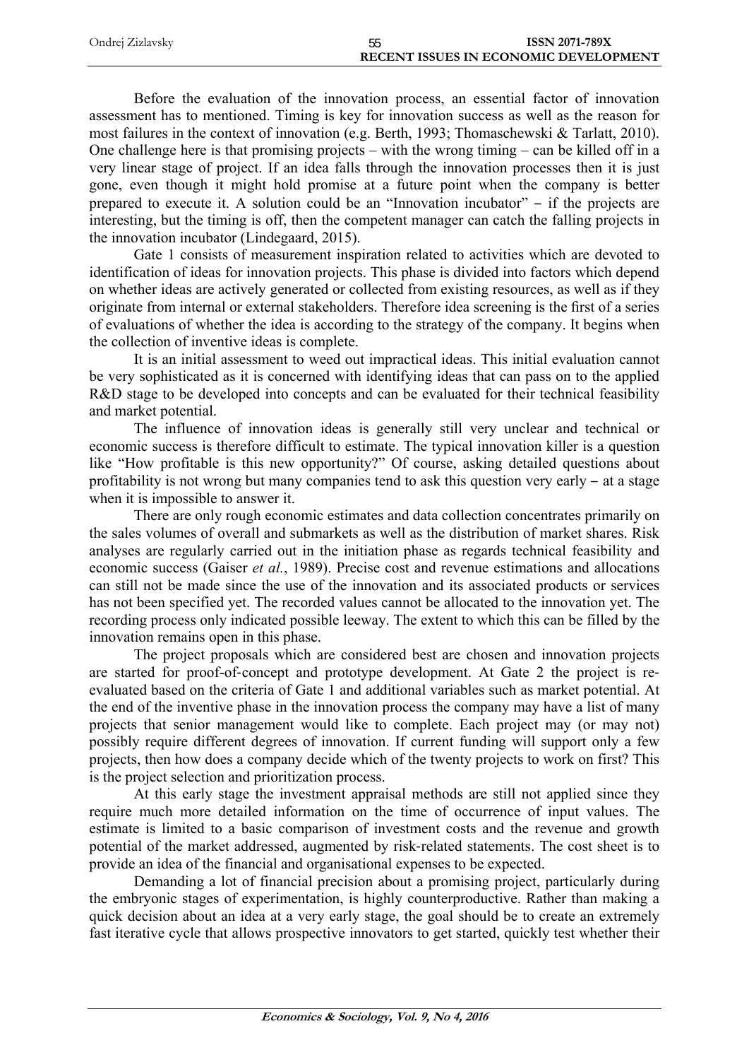Before the evaluation of the innovation process, an essential factor of innovation assessment has to mentioned. Timing is key for innovation success as well as the reason for most failures in the context of innovation (e.g. Berth, 1993; Thomaschewski & Tarlatt, 2010). One challenge here is that promising projects – with the wrong timing – can be killed off in a very linear stage of project. If an idea falls through the innovation processes then it is just gone, even though it might hold promise at a future point when the company is better prepared to execute it. A solution could be an "Innovation incubator" – if the projects are interesting, but the timing is off, then the competent manager can catch the falling projects in the innovation incubator (Lindegaard, 2015).

Gate 1 consists of measurement inspiration related to activities which are devoted to identification of ideas for innovation projects. This phase is divided into factors which depend on whether ideas are actively generated or collected from existing resources, as well as if they originate from internal or external stakeholders. Therefore idea screening is the first of a series of evaluations of whether the idea is according to the strategy of the company. It begins when the collection of inventive ideas is complete.

It is an initial assessment to weed out impractical ideas. This initial evaluation cannot be very sophisticated as it is concerned with identifying ideas that can pass on to the applied R&D stage to be developed into concepts and can be evaluated for their technical feasibility and market potential.

The influence of innovation ideas is generally still very unclear and technical or economic success is therefore difficult to estimate. The typical innovation killer is a question like "How profitable is this new opportunity?" Of course, asking detailed questions about profitability is not wrong but many companies tend to ask this question very early – at a stage when it is impossible to answer it.

There are only rough economic estimates and data collection concentrates primarily on the sales volumes of overall and submarkets as well as the distribution of market shares. Risk analyses are regularly carried out in the initiation phase as regards technical feasibility and economic success (Gaiser *et al.*, 1989). Precise cost and revenue estimations and allocations can still not be made since the use of the innovation and its associated products or services has not been specified yet. The recorded values cannot be allocated to the innovation yet. The recording process only indicated possible leeway. The extent to which this can be filled by the innovation remains open in this phase.

The project proposals which are considered best are chosen and innovation projects are started for proof-of-concept and prototype development. At Gate 2 the project is re-evaluated based on the criteria of Gate 1 and additional variables such as market potential. At the end of the inventive phase in the innovation process the company may have a list of many projects that senior management would like to complete. Each project may (or may not) possibly require different degrees of innovation. If current funding will support only a few projects, then how does a company decide which of the twenty projects to work on first? This is the project selection and prioritization process.

At this early stage the investment appraisal methods are still not applied since they require much more detailed information on the time of occurrence of input values. The estimate is limited to a basic comparison of investment costs and the revenue and growth potential of the market addressed, augmented by risk-related statements. The cost sheet is to provide an idea of the financial and organisational expenses to be expected.

Demanding a lot of financial precision about a promising project, particularly during the embryonic stages of experimentation, is highly counterproductive. Rather than making a quick decision about an idea at a very early stage, the goal should be to create an extremely fast iterative cycle that allows prospective innovators to get started, quickly test whether their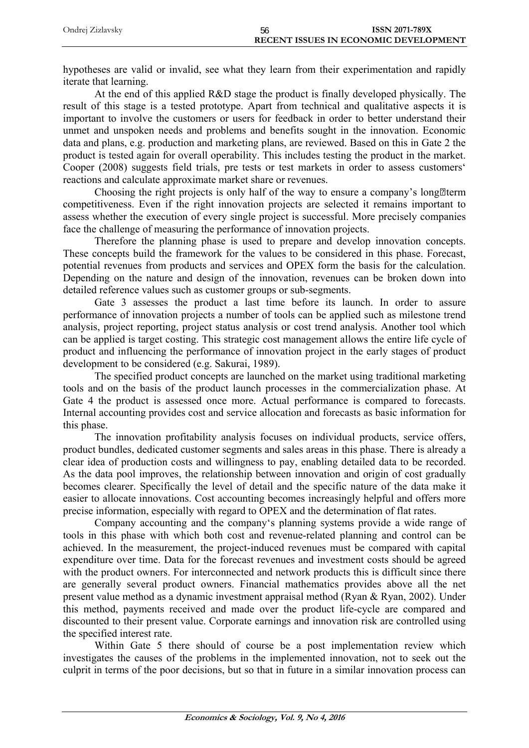hypotheses are valid or invalid, see what they learn from their experimentation and rapidly iterate that learning.

At the end of this applied R&D stage the product is finally developed physically. The result of this stage is a tested prototype. Apart from technical and qualitative aspects it is important to involve the customers or users for feedback in order to better understand their unmet and unspoken needs and problems and benefits sought in the innovation. Economic data and plans, e.g. production and marketing plans, are reviewed. Based on this in Gate 2 the product is tested again for overall operability. This includes testing the product in the market. Cooper (2008) suggests field trials, pre tests or test markets in order to assess customers' reactions and calculate approximate market share or revenues.

Choosing the right projects is only half of the way to ensure a company's long-term competitiveness. Even if the right innovation projects are selected it remains important to assess whether the execution of every single project is successful. More precisely companies face the challenge of measuring the performance of innovation projects.

Therefore the planning phase is used to prepare and develop innovation concepts. These concepts build the framework for the values to be considered in this phase. Forecast, potential revenues from products and services and OPEX form the basis for the calculation. Depending on the nature and design of the innovation, revenues can be broken down into detailed reference values such as customer groups or sub-segments.

Gate 3 assesses the product a last time before its launch. In order to assure performance of innovation projects a number of tools can be applied such as milestone trend analysis, project reporting, project status analysis or cost trend analysis. Another tool which can be applied is target costing. This strategic cost management allows the entire life cycle of product and influencing the performance of innovation project in the early stages of product development to be considered (e.g. Sakurai, 1989).

The specified product concepts are launched on the market using traditional marketing tools and on the basis of the product launch processes in the commercialization phase. At Gate 4 the product is assessed once more. Actual performance is compared to forecasts. Internal accounting provides cost and service allocation and forecasts as basic information for this phase.

The innovation profitability analysis focuses on individual products, service offers, product bundles, dedicated customer segments and sales areas in this phase. There is already a clear idea of production costs and willingness to pay, enabling detailed data to be recorded. As the data pool improves, the relationship between innovation and origin of cost gradually becomes clearer. Specifically the level of detail and the specific nature of the data make it easier to allocate innovations. Cost accounting becomes increasingly helpful and offers more precise information, especially with regard to OPEX and the determination of flat rates.

Company accounting and the company's planning systems provide a wide range of tools in this phase with which both cost and revenue-related planning and control can be achieved. In the measurement, the project-induced revenues must be compared with capital expenditure over time. Data for the forecast revenues and investment costs should be agreed with the product owners. For interconnected and network products this is difficult since there are generally several product owners. Financial mathematics provides above all the net present value method as a dynamic investment appraisal method (Ryan & Ryan, 2002). Under this method, payments received and made over the product life-cycle are compared and discounted to their present value. Corporate earnings and innovation risk are controlled using the specified interest rate.

Within Gate 5 there should of course be a post implementation review which investigates the causes of the problems in the implemented innovation, not to seek out the culprit in terms of the poor decisions, but so that in future in a similar innovation process can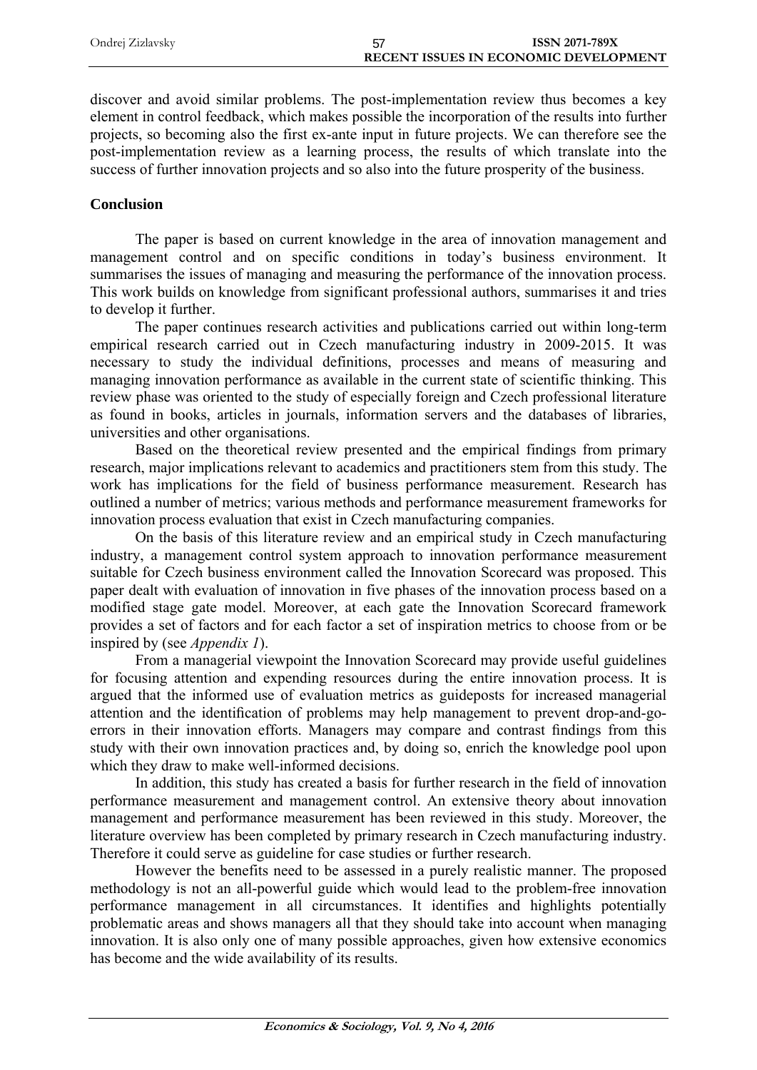discover and avoid similar problems. The post-implementation review thus becomes a key element in control feedback, which makes possible the incorporation of the results into further projects, so becoming also the first ex-ante input in future projects. We can therefore see the post-implementation review as a learning process, the results of which translate into the success of further innovation projects and so also into the future prosperity of the business.

## Conclusion

The paper is based on current knowledge in the area of innovation management and management control and on specific conditions in today's business environment. It summarises the issues of managing and measuring the performance of the innovation process. This work builds on knowledge from significant professional authors, summarises it and tries to develop it further.

The paper continues research activities and publications carried out within long-term empirical research carried out in Czech manufacturing industry in 2009-2015. It was necessary to study the individual definitions, processes and means of measuring and managing innovation performance as available in the current state of scientific thinking. This review phase was oriented to the study of especially foreign and Czech professional literature as found in books, articles in journals, information servers and the databases of libraries, universities and other organisations.

Based on the theoretical review presented and the empirical findings from primary research, major implications relevant to academics and practitioners stem from this study. The work has implications for the field of business performance measurement. Research has outlined a number of metrics; various methods and performance measurement frameworks for innovation process evaluation that exist in Czech manufacturing companies.

On the basis of this literature review and an empirical study in Czech manufacturing industry, a management control system approach to innovation performance measurement suitable for Czech business environment called the Innovation Scorecard was proposed. This paper dealt with evaluation of innovation in five phases of the innovation process based on a modified stage gate model. Moreover, at each gate the Innovation Scorecard framework provides a set of factors and for each factor a set of inspiration metrics to choose from or be inspired by (see *Appendix 1*).

From a managerial viewpoint the Innovation Scorecard may provide useful guidelines for focusing attention and expending resources during the entire innovation process. It is argued that the informed use of evaluation metrics as guideposts for increased managerial attention and the identification of problems may help management to prevent drop-and-go-errors in their innovation efforts. Managers may compare and contrast findings from this study with their own innovation practices and, by doing so, enrich the knowledge pool upon which they draw to make well-informed decisions.

In addition, this study has created a basis for further research in the field of innovation performance measurement and management control. An extensive theory about innovation management and performance measurement has been reviewed in this study. Moreover, the literature overview has been completed by primary research in Czech manufacturing industry. Therefore it could serve as guideline for case studies or further research.

However the benefits need to be assessed in a purely realistic manner. The proposed methodology is not an all-powerful guide which would lead to the problem-free innovation performance management in all circumstances. It identifies and highlights potentially problematic areas and shows managers all that they should take into account when managing innovation. It is also only one of many possible approaches, given how extensive economics has become and the wide availability of its results.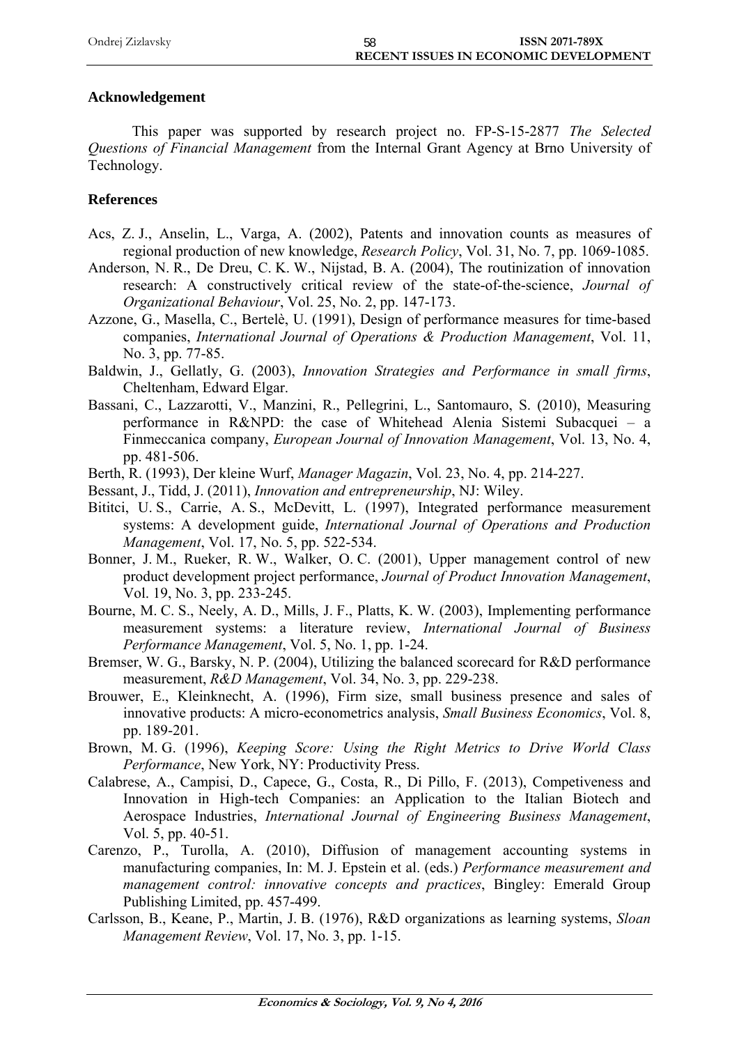## Acknowledgement

This paper was supported by research project no. FP-S-15-2877 *The Selected Questions of Financial Management* from the Internal Grant Agency at Brno University of Technology.

## References

Acs, Z. J., Anselin, L., Varga, A. (2002), Patents and innovation counts as measures of regional production of new knowledge, *Research Policy*, Vol. 31, No. 7, pp. 1069-1085.

Anderson, N. R., De Dreu, C. K. W., Nijstad, B. A. (2004), The routinization of innovation research: A constructively critical review of the state-of-the-science, *Journal of Organizational Behaviour*, Vol. 25, No. 2, pp. 147-173.

Azzone, G., Masella, C., Bertelè, U. (1991), Design of performance measures for time-based companies, *International Journal of Operations & Production Management*, Vol. 11, No. 3, pp. 77-85.

Baldwin, J., Gellatly, G. (2003), *Innovation Strategies and Performance in small firms*, Cheltenham, Edward Elgar.

Bassani, C., Lazzarotti, V., Manzini, R., Pellegrini, L., Santomauro, S. (2010), Measuring performance in R&NPD: the case of Whitehead Alenia Sistemi Subacquei – a Finmeccanica company, *European Journal of Innovation Management*, Vol. 13, No. 4, pp. 481-506.

Berth, R. (1993), Der kleine Wurf, *Manager Magazin*, Vol. 23, No. 4, pp. 214-227.

Bessant, J., Tidd, J. (2011), *Innovation and entrepreneurship*, NJ: Wiley.

Bititci, U. S., Carrie, A. S., McDevitt, L. (1997), Integrated performance measurement systems: A development guide, *International Journal of Operations and Production Management*, Vol. 17, No. 5, pp. 522-534.

Bonner, J. M., Rueker, R. W., Walker, O. C. (2001), Upper management control of new product development project performance, *Journal of Product Innovation Management*, Vol. 19, No. 3, pp. 233-245.

Bourne, M. C. S., Neely, A. D., Mills, J. F., Platts, K. W. (2003), Implementing performance measurement systems: a literature review, *International Journal of Business Performance Management*, Vol. 5, No. 1, pp. 1-24.

Bremser, W. G., Barsky, N. P. (2004), Utilizing the balanced scorecard for R&D performance measurement, *R&D Management*, Vol. 34, No. 3, pp. 229-238.

Brouwer, E., Kleinknecht, A. (1996), Firm size, small business presence and sales of innovative products: A micro-econometrics analysis, *Small Business Economics*, Vol. 8, pp. 189-201.

Brown, M. G. (1996), *Keeping Score: Using the Right Metrics to Drive World Class Performance*, New York, NY: Productivity Press.

Calabrese, A., Campisi, D., Capece, G., Costa, R., Di Pillo, F. (2013), Competiveness and Innovation in High-tech Companies: an Application to the Italian Biotech and Aerospace Industries, *International Journal of Engineering Business Management*, Vol. 5, pp. 40-51.

Carenzo, P., Turolla, A. (2010), Diffusion of management accounting systems in manufacturing companies, In: M. J. Epstein et al. (eds.) *Performance measurement and management control: innovative concepts and practices*, Bingley: Emerald Group Publishing Limited, pp. 457-499.

Carlsson, B., Keane, P., Martin, J. B. (1976), R&D organizations as learning systems, *Sloan Management Review*, Vol. 17, No. 3, pp. 1-15.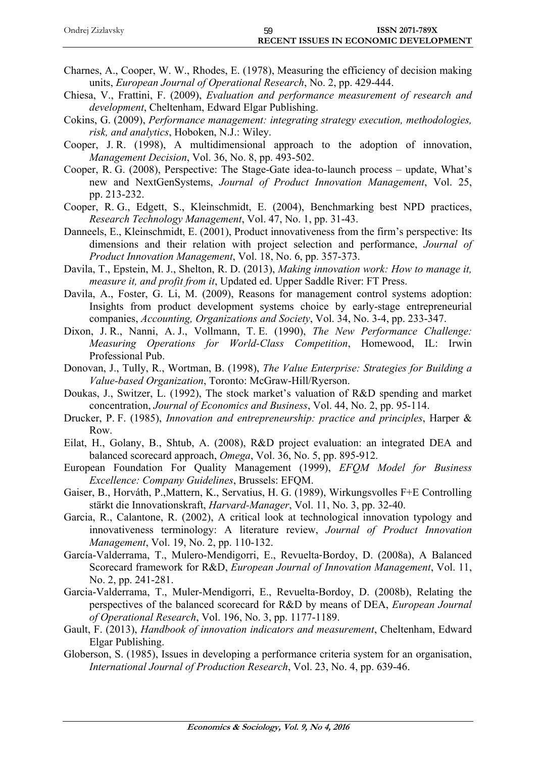Charnes, A., Cooper, W. W., Rhodes, E. (1978), Measuring the efficiency of decision making units, *European Journal of Operational Research*, No. 2, pp. 429-444.

Chiesa, V., Frattini, F. (2009), *Evaluation and performance measurement of research and development*, Cheltenham, Edward Elgar Publishing.

Cokins, G. (2009), *Performance management: integrating strategy execution, methodologies, risk, and analytics*, Hoboken, N.J.: Wiley.

Cooper, J. R. (1998), A multidimensional approach to the adoption of innovation, *Management Decision*, Vol. 36, No. 8, pp. 493-502.

Cooper, R. G. (2008), Perspective: The Stage-Gate idea-to-launch process – update, What's new and NextGenSystems, *Journal of Product Innovation Management*, Vol. 25, pp. 213-232.

Cooper, R. G., Edgett, S., Kleinschmidt, E. (2004), Benchmarking best NPD practices, *Research Technology Management*, Vol. 47, No. 1, pp. 31-43.

Danneels, E., Kleinschmidt, E. (2001), Product innovativeness from the firm's perspective: Its dimensions and their relation with project selection and performance, *Journal of Product Innovation Management*, Vol. 18, No. 6, pp. 357-373.

Davila, T., Epstein, M. J., Shelton, R. D. (2013), *Making innovation work: How to manage it, measure it, and profit from it*, Updated ed. Upper Saddle River: FT Press.

Davila, A., Foster, G. Li, M. (2009), Reasons for management control systems adoption: Insights from product development systems choice by early-stage entrepreneurial companies, *Accounting, Organizations and Society*, Vol. 34, No. 3-4, pp. 233-347.

Dixon, J. R., Nanni, A. J., Vollmann, T. E. (1990), *The New Performance Challenge: Measuring Operations for World-Class Competition*, Homewood, IL: Irwin Professional Pub.

Donovan, J., Tully, R., Wortman, B. (1998), *The Value Enterprise: Strategies for Building a Value-based Organization*, Toronto: McGraw-Hill/Ryerson.

Doukas, J., Switzer, L. (1992), The stock market's valuation of R&D spending and market concentration, *Journal of Economics and Business*, Vol. 44, No. 2, pp. 95-114.

Drucker, P. F. (1985), *Innovation and entrepreneurship: practice and principles*, Harper & Row.

Eilat, H., Golany, B., Shtub, A. (2008), R&D project evaluation: an integrated DEA and balanced scorecard approach, *Omega*, Vol. 36, No. 5, pp. 895-912.

European Foundation For Quality Management (1999), *EFQM Model for Business Excellence: Company Guidelines*, Brussels: EFQM.

Gaiser, B., Horváth, P.,Mattern, K., Servatius, H. G. (1989), Wirkungsvolles F+E Controlling stärkt die Innovationskraft, *Harvard-Manager*, Vol. 11, No. 3, pp. 32-40.

Garcia, R., Calantone, R. (2002), A critical look at technological innovation typology and innovativeness terminology: A literature review, *Journal of Product Innovation Management*, Vol. 19, No. 2, pp. 110-132.

García-Valderrama, T., Mulero-Mendigorri, E., Revuelta-Bordoy, D. (2008a), A Balanced Scorecard framework for R&D, *European Journal of Innovation Management*, Vol. 11, No. 2, pp. 241-281.

Garcia-Valderrama, T., Muler-Mendigorri, E., Revuelta-Bordoy, D. (2008b), Relating the perspectives of the balanced scorecard for R&D by means of DEA, *European Journal of Operational Research*, Vol. 196, No. 3, pp. 1177-1189.

Gault, F. (2013), *Handbook of innovation indicators and measurement*, Cheltenham, Edward Elgar Publishing.

Globerson, S. (1985), Issues in developing a performance criteria system for an organisation, *International Journal of Production Research*, Vol. 23, No. 4, pp. 639-46.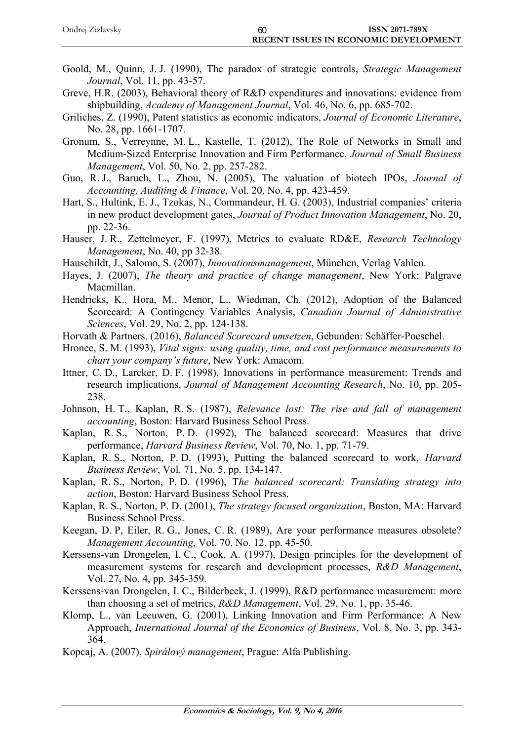Goold, M., Quinn, J. J. (1990), The paradox of strategic controls, *Strategic Management Journal*, Vol. 11, pp. 43-57.

Greve, H.R. (2003), Behavioral theory of R&D expenditures and innovations: evidence from shipbuilding, *Academy of Management Journal*, Vol. 46, No. 6, pp. 685-702.

Griliches, Z. (1990), Patent statistics as economic indicators, *Journal of Economic Literature*, No. 28, pp. 1661-1707.

Gronum, S., Verreynne, M. L., Kastelle, T. (2012), The Role of Networks in Small and Medium-Sized Enterprise Innovation and Firm Performance, *Journal of Small Business Management*, Vol. 50, No. 2, pp. 257-282.

Guo, R. J., Baruch, L., Zhou, N. (2005), The valuation of biotech IPOs, *Journal of Accounting, Auditing & Finance*, Vol. 20, No. 4, pp. 423-459.

Hart, S., Hultink, E. J., Tzokas, N., Commandeur, H. G. (2003), Industrial companies' criteria in new product development gates, *Journal of Product Innovation Management*, No. 20, pp. 22-36.

Hauser, J. R., Zettelmeyer, F. (1997), Metrics to evaluate RD&E, *Research Technology Management*, No. 40, pp 32-38.

Hauschildt, J., Salomo, S. (2007), *Innovationsmanagement*, München, Verlag Vahlen.

Hayes, J. (2007), *The theory and practice of change management*, New York: Palgrave Macmillan.

Hendricks, K., Hora, M., Menor, L., Wiedman, Ch. (2012), Adoption of the Balanced Scorecard: A Contingency Variables Analysis, *Canadian Journal of Administrative Sciences*, Vol. 29, No. 2, pp. 124-138.

Horvath & Partners. (2016), *Balanced Scorecard umsetzen*, Gebunden: Schäffer-Poeschel.

Hronec, S. M. (1993), *Vital signs: using quality, time, and cost performance measurements to chart your company's future*, New York: Amacom.

Ittner, C. D., Larcker, D. F. (1998), Innovations in performance measurement: Trends and research implications, *Journal of Management Accounting Research*, No. 10, pp. 205-238.

Johnson, H. T., Kaplan, R. S. (1987), *Relevance lost: The rise and fall of management accounting*, Boston: Harvard Business School Press.

Kaplan, R. S., Norton, P. D. (1992), The balanced scorecard: Measures that drive performance, *Harvard Business Review*, Vol. 70, No. 1, pp. 71-79.

Kaplan, R. S., Norton, P. D. (1993), Putting the balanced scorecard to work, *Harvard Business Review*, Vol. 71, No. 5, pp. 134-147.

Kaplan, R. S., Norton, P. D. (1996), T*he balanced scorecard: Translating strategy into action*, Boston: Harvard Business School Press.

Kaplan, R. S., Norton, P. D. (2001), *The strategy focused organization*, Boston, MA: Harvard Business School Press.

Keegan, D. P, Eiler, R. G., Jones, C. R. (1989), Are your performance measures obsolete? *Management Accounting*, Vol. 70, No. 12, pp. 45-50.

Kerssens-van Drongelen, I. C., Cook, A. (1997), Design principles for the development of measurement systems for research and development processes, *R&D Management*, Vol. 27, No. 4, pp. 345-359.

Kerssens-van Drongelen, I. C., Bilderbeek, J. (1999), R&D performance measurement: more than choosing a set of metrics, *R&D Management*, Vol. 29, No. 1, pp. 35-46.

Klomp, L., van Leeuwen, G. (2001), Linking Innovation and Firm Performance: A New Approach, *International Journal of the Economics of Business*, Vol. 8, No. 3, pp. 343-364.

Kopcaj, A. (2007), *Spirálový management*, Prague: Alfa Publishing.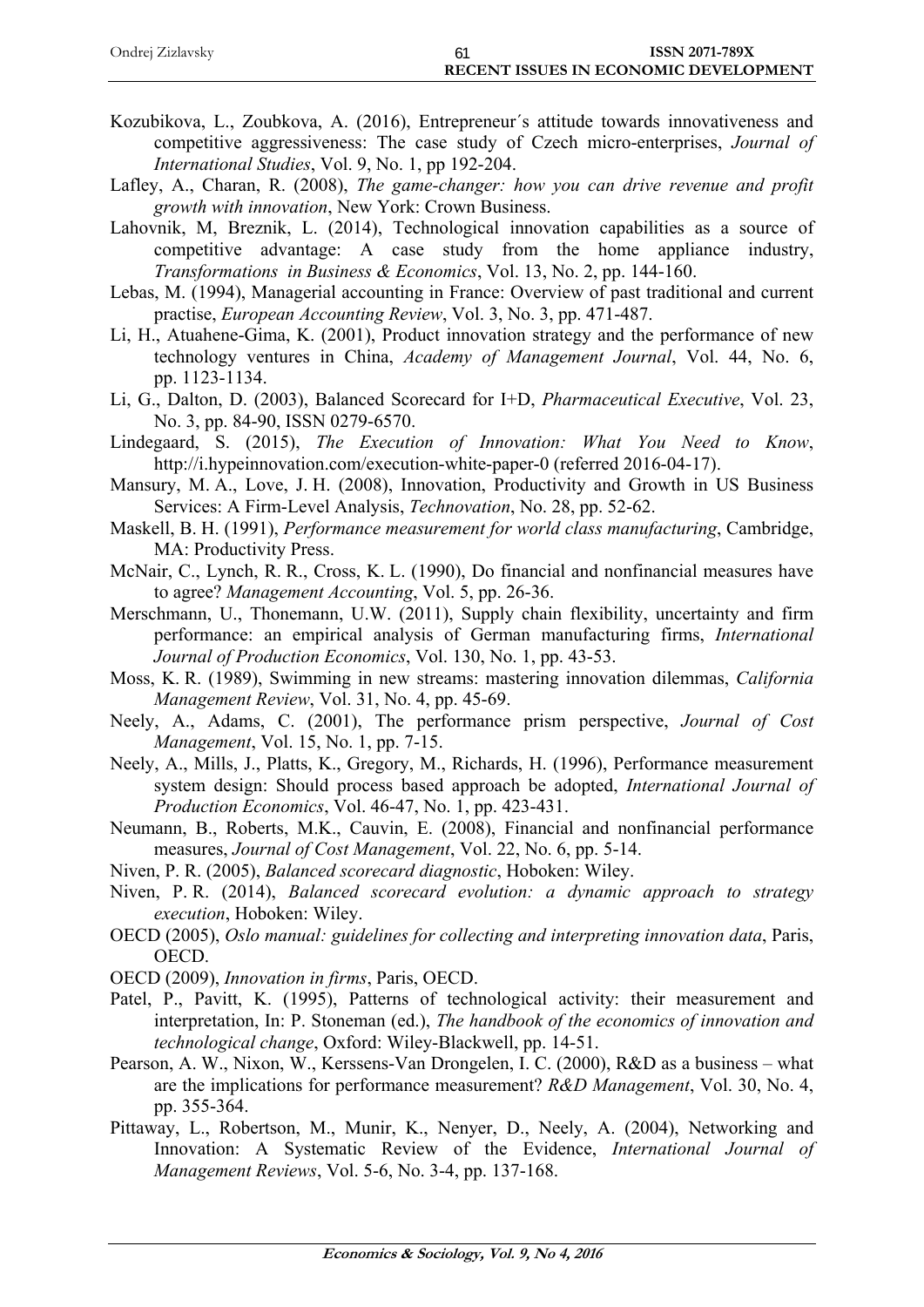Kozubikova, L., Zoubkova, A. (2016), Entrepreneur´s attitude towards innovativeness and competitive aggressiveness: The case study of Czech micro-enterprises, *Journal of International Studies*, Vol. 9, No. 1, pp 192-204.

Lafley, A., Charan, R. (2008), *The game-changer: how you can drive revenue and profit growth with innovation*, New York: Crown Business.

Lahovnik, M, Breznik, L. (2014), Technological innovation capabilities as a source of competitive advantage: A case study from the home appliance industry, *Transformations in Business & Economics*, Vol. 13, No. 2, pp. 144-160.

Lebas, M. (1994), Managerial accounting in France: Overview of past traditional and current practise, *European Accounting Review*, Vol. 3, No. 3, pp. 471-487.

Li, H., Atuahene-Gima, K. (2001), Product innovation strategy and the performance of new technology ventures in China, *Academy of Management Journal*, Vol. 44, No. 6, pp. 1123-1134.

Li, G., Dalton, D. (2003), Balanced Scorecard for I+D, *Pharmaceutical Executive*, Vol. 23, No. 3, pp. 84-90, ISSN 0279-6570.

Lindegaard, S. (2015), *The Execution of Innovation: What You Need to Know*, http://i.hypeinnovation.com/execution-white-paper-0 (referred 2016-04-17).

Mansury, M. A., Love, J. H. (2008), Innovation, Productivity and Growth in US Business Services: A Firm-Level Analysis, *Technovation*, No. 28, pp. 52-62.

Maskell, B. H. (1991), *Performance measurement for world class manufacturing*, Cambridge, MA: Productivity Press.

McNair, C., Lynch, R. R., Cross, K. L. (1990), Do financial and nonfinancial measures have to agree? *Management Accounting*, Vol. 5, pp. 26-36.

Merschmann, U., Thonemann, U.W. (2011), Supply chain flexibility, uncertainty and firm performance: an empirical analysis of German manufacturing firms, *International Journal of Production Economics*, Vol. 130, No. 1, pp. 43-53.

Moss, K. R. (1989), Swimming in new streams: mastering innovation dilemmas, *California Management Review*, Vol. 31, No. 4, pp. 45-69.

Neely, A., Adams, C. (2001), The performance prism perspective, *Journal of Cost Management*, Vol. 15, No. 1, pp. 7-15.

Neely, A., Mills, J., Platts, K., Gregory, M., Richards, H. (1996), Performance measurement system design: Should process based approach be adopted, *International Journal of Production Economics*, Vol. 46-47, No. 1, pp. 423-431.

Neumann, B., Roberts, M.K., Cauvin, E. (2008), Financial and nonfinancial performance measures, *Journal of Cost Management*, Vol. 22, No. 6, pp. 5-14.

Niven, P. R. (2005), *Balanced scorecard diagnostic*, Hoboken: Wiley.

Niven, P. R. (2014), *Balanced scorecard evolution: a dynamic approach to strategy execution*, Hoboken: Wiley.

OECD (2005), *Oslo manual: guidelines for collecting and interpreting innovation data*, Paris, OECD.

OECD (2009), *Innovation in firms*, Paris, OECD.

Patel, P., Pavitt, K. (1995), Patterns of technological activity: their measurement and interpretation, In: P. Stoneman (ed.), *The handbook of the economics of innovation and technological change*, Oxford: Wiley-Blackwell, pp. 14-51.

Pearson, A. W., Nixon, W., Kerssens-Van Drongelen, I. C. (2000), R&D as a business – what are the implications for performance measurement? *R&D Management*, Vol. 30, No. 4, pp. 355-364.

Pittaway, L., Robertson, M., Munir, K., Nenyer, D., Neely, A. (2004), Networking and Innovation: A Systematic Review of the Evidence, *International Journal of Management Reviews*, Vol. 5-6, No. 3-4, pp. 137-168.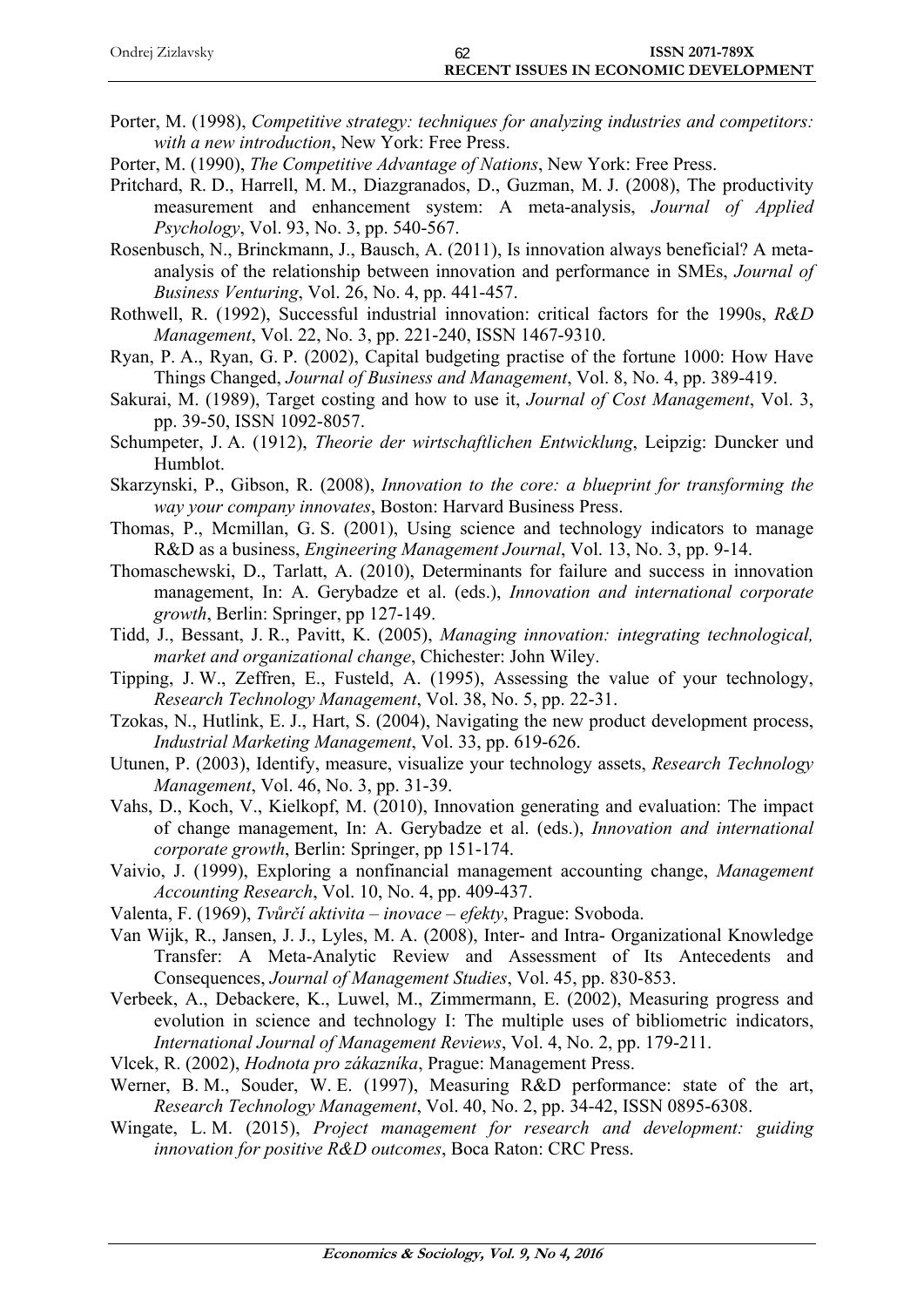Porter, M. (1998), *Competitive strategy: techniques for analyzing industries and competitors: with a new introduction*, New York: Free Press.

Porter, M. (1990), *The Competitive Advantage of Nations*, New York: Free Press.

Pritchard, R. D., Harrell, M. M., Diazgranados, D., Guzman, M. J. (2008), The productivity measurement and enhancement system: A meta-analysis, *Journal of Applied Psychology*, Vol. 93, No. 3, pp. 540-567.

Rosenbusch, N., Brinckmann, J., Bausch, A. (2011), Is innovation always beneficial? A meta-analysis of the relationship between innovation and performance in SMEs, *Journal of Business Venturing*, Vol. 26, No. 4, pp. 441-457.

Rothwell, R. (1992), Successful industrial innovation: critical factors for the 1990s, *R&D Management*, Vol. 22, No. 3, pp. 221-240, ISSN 1467-9310.

Ryan, P. A., Ryan, G. P. (2002), Capital budgeting practise of the fortune 1000: How Have Things Changed, *Journal of Business and Management*, Vol. 8, No. 4, pp. 389-419.

Sakurai, M. (1989), Target costing and how to use it, *Journal of Cost Management*, Vol. 3, pp. 39-50, ISSN 1092-8057.

Schumpeter, J. A. (1912), *Theorie der wirtschaftlichen Entwicklung*, Leipzig: Duncker und Humblot.

Skarzynski, P., Gibson, R. (2008), *Innovation to the core: a blueprint for transforming the way your company innovates*, Boston: Harvard Business Press.

Thomas, P., Mcmillan, G. S. (2001), Using science and technology indicators to manage R&D as a business, *Engineering Management Journal*, Vol. 13, No. 3, pp. 9-14.

Thomaschewski, D., Tarlatt, A. (2010), Determinants for failure and success in innovation management, In: A. Gerybadze et al. (eds.), *Innovation and international corporate growth*, Berlin: Springer, pp 127-149.

Tidd, J., Bessant, J. R., Pavitt, K. (2005), *Managing innovation: integrating technological, market and organizational change*, Chichester: John Wiley.

Tipping, J. W., Zeffren, E., Fusteld, A. (1995), Assessing the value of your technology, *Research Technology Management*, Vol. 38, No. 5, pp. 22-31.

Tzokas, N., Hutlink, E. J., Hart, S. (2004), Navigating the new product development process, *Industrial Marketing Management*, Vol. 33, pp. 619-626.

Utunen, P. (2003), Identify, measure, visualize your technology assets, *Research Technology Management*, Vol. 46, No. 3, pp. 31-39.

Vahs, D., Koch, V., Kielkopf, M. (2010), Innovation generating and evaluation: The impact of change management, In: A. Gerybadze et al. (eds.), *Innovation and international corporate growth*, Berlin: Springer, pp 151-174.

Vaivio, J. (1999), Exploring a nonfinancial management accounting change, *Management Accounting Research*, Vol. 10, No. 4, pp. 409-437.

Valenta, F. (1969), *Tvůrčí aktivita – inovace – efekty*, Prague: Svoboda.

Van Wijk, R., Jansen, J. J., Lyles, M. A. (2008), Inter- and Intra- Organizational Knowledge Transfer: A Meta-Analytic Review and Assessment of Its Antecedents and Consequences, *Journal of Management Studies*, Vol. 45, pp. 830-853.

Verbeek, A., Debackere, K., Luwel, M., Zimmermann, E. (2002), Measuring progress and evolution in science and technology I: The multiple uses of bibliometric indicators, *International Journal of Management Reviews*, Vol. 4, No. 2, pp. 179-211.

Vlcek, R. (2002), *Hodnota pro zákazníka*, Prague: Management Press.

Werner, B. M., Souder, W. E. (1997), Measuring R&D performance: state of the art, *Research Technology Management*, Vol. 40, No. 2, pp. 34-42, ISSN 0895-6308.

Wingate, L. M. (2015), *Project management for research and development: guiding innovation for positive R&D outcomes*, Boca Raton: CRC Press.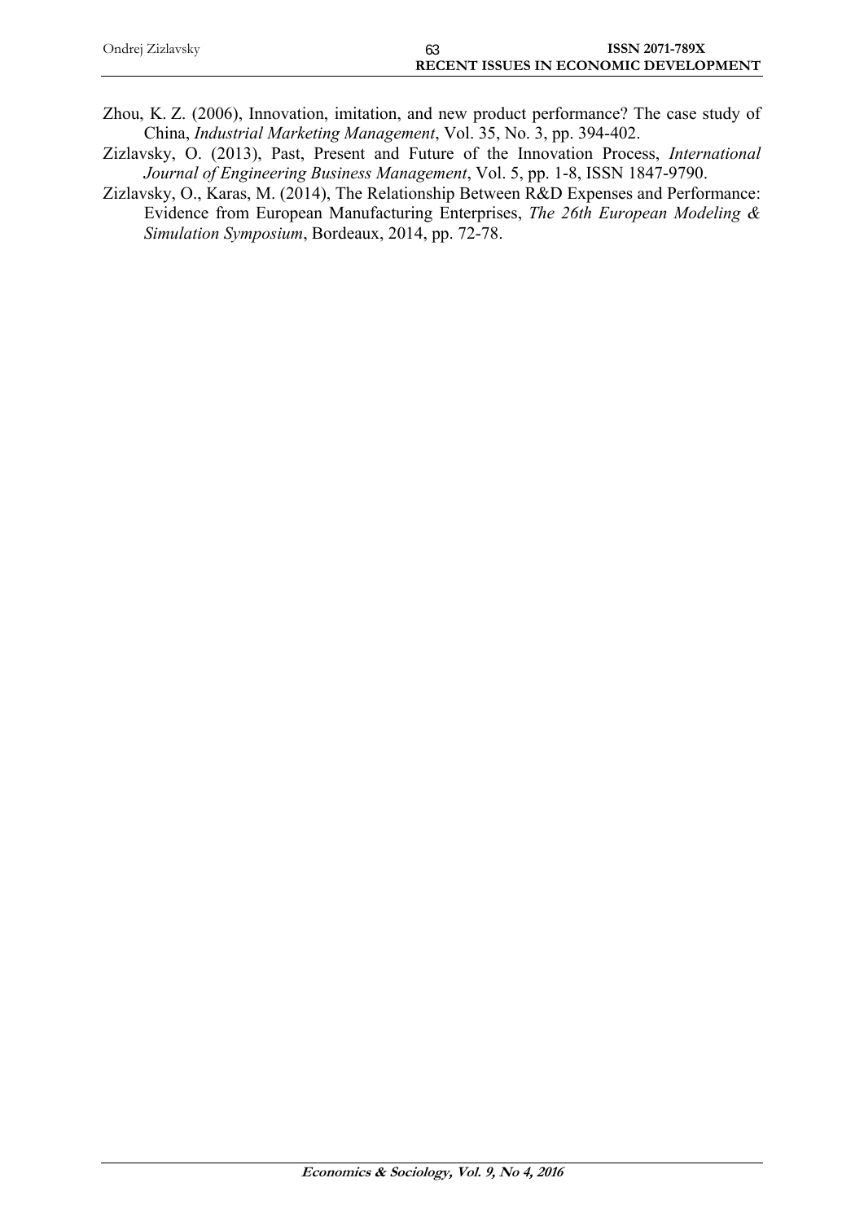Zhou, K. Z. (2006), Innovation, imitation, and new product performance? The case study of China, *Industrial Marketing Management*, Vol. 35, No. 3, pp. 394-402.

Zizlavsky, O. (2013), Past, Present and Future of the Innovation Process, *International Journal of Engineering Business Management*, Vol. 5, pp. 1-8, ISSN 1847-9790.

Zizlavsky, O., Karas, M. (2014), The Relationship Between R&D Expenses and Performance: Evidence from European Manufacturing Enterprises, *The 26th European Modeling & Simulation Symposium*, Bordeaux, 2014, pp. 72-78.